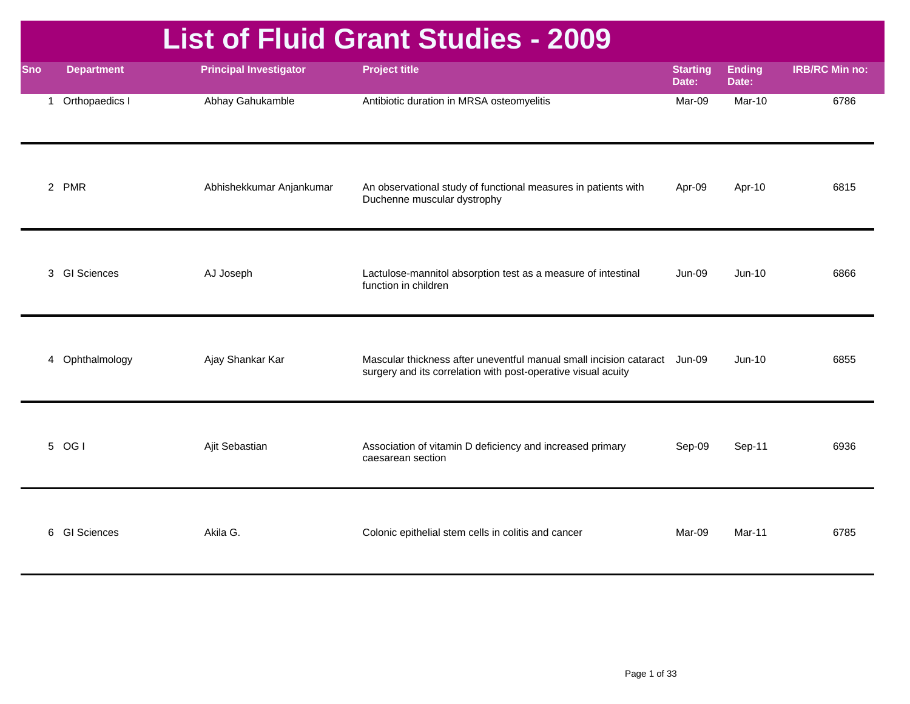# List of Fluid Grant Studies - 2009

| Sno | Department | Principal Investigator | Project title | Starting Date: | Ending Date: | IRB/RC Min no: |
|---|---|---|---|---|---|---|
| 1 | Orthopaedics I | Abhay Gahukamble | Antibiotic duration in MRSA osteomyelitis | Mar-09 | Mar-10 | 6786 |
| 2 | PMR | Abhishekkumar Anjankumar | An observational study of functional measures in patients with Duchenne muscular dystrophy | Apr-09 | Apr-10 | 6815 |
| 3 | GI Sciences | AJ Joseph | Lactulose-mannitol absorption test as a measure of intestinal function in children | Jun-09 | Jun-10 | 6866 |
| 4 | Ophthalmology | Ajay Shankar Kar | Mascular thickness after uneventful manual small incision cataract surgery and its correlation with post-operative visual acuity | Jun-09 | Jun-10 | 6855 |
| 5 | OG I | Ajit Sebastian | Association of vitamin D deficiency and increased primary caesarean section | Sep-09 | Sep-11 | 6936 |
| 6 | GI Sciences | Akila G. | Colonic epithelial stem cells in colitis and cancer | Mar-09 | Mar-11 | 6785 |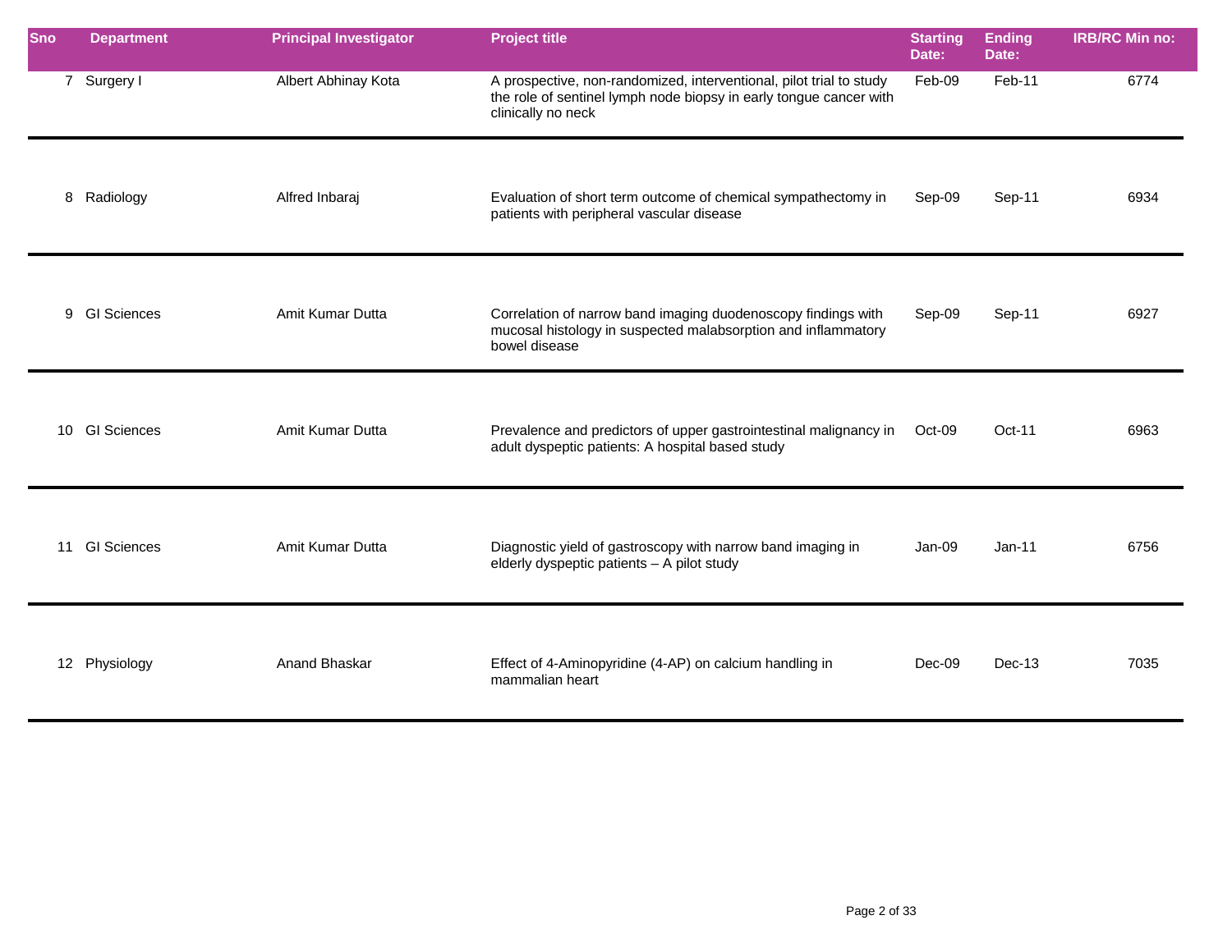| Sno | Department | Principal Investigator | Project title | Starting Date: | Ending Date: | IRB/RC Min no: |
|---|---|---|---|---|---|---|
| 7 | Surgery I | Albert Abhinay Kota | A prospective, non-randomized, interventional, pilot trial to study the role of sentinel lymph node biopsy in early tongue cancer with clinically no neck | Feb-09 | Feb-11 | 6774 |
| 8 | Radiology | Alfred Inbaraj | Evaluation of short term outcome of chemical sympathectomy in patients with peripheral vascular disease | Sep-09 | Sep-11 | 6934 |
| 9 | GI Sciences | Amit Kumar Dutta | Correlation of narrow band imaging duodenoscopy findings with mucosal histology in suspected malabsorption and inflammatory bowel disease | Sep-09 | Sep-11 | 6927 |
| 10 | GI Sciences | Amit Kumar Dutta | Prevalence and predictors of upper gastrointestinal malignancy in adult dyspeptic patients: A hospital based study | Oct-09 | Oct-11 | 6963 |
| 11 | GI Sciences | Amit Kumar Dutta | Diagnostic yield of gastroscopy with narrow band imaging in elderly dyspeptic patients – A pilot study | Jan-09 | Jan-11 | 6756 |
| 12 | Physiology | Anand Bhaskar | Effect of 4-Aminopyridine (4-AP) on calcium handling in mammalian heart | Dec-09 | Dec-13 | 7035 |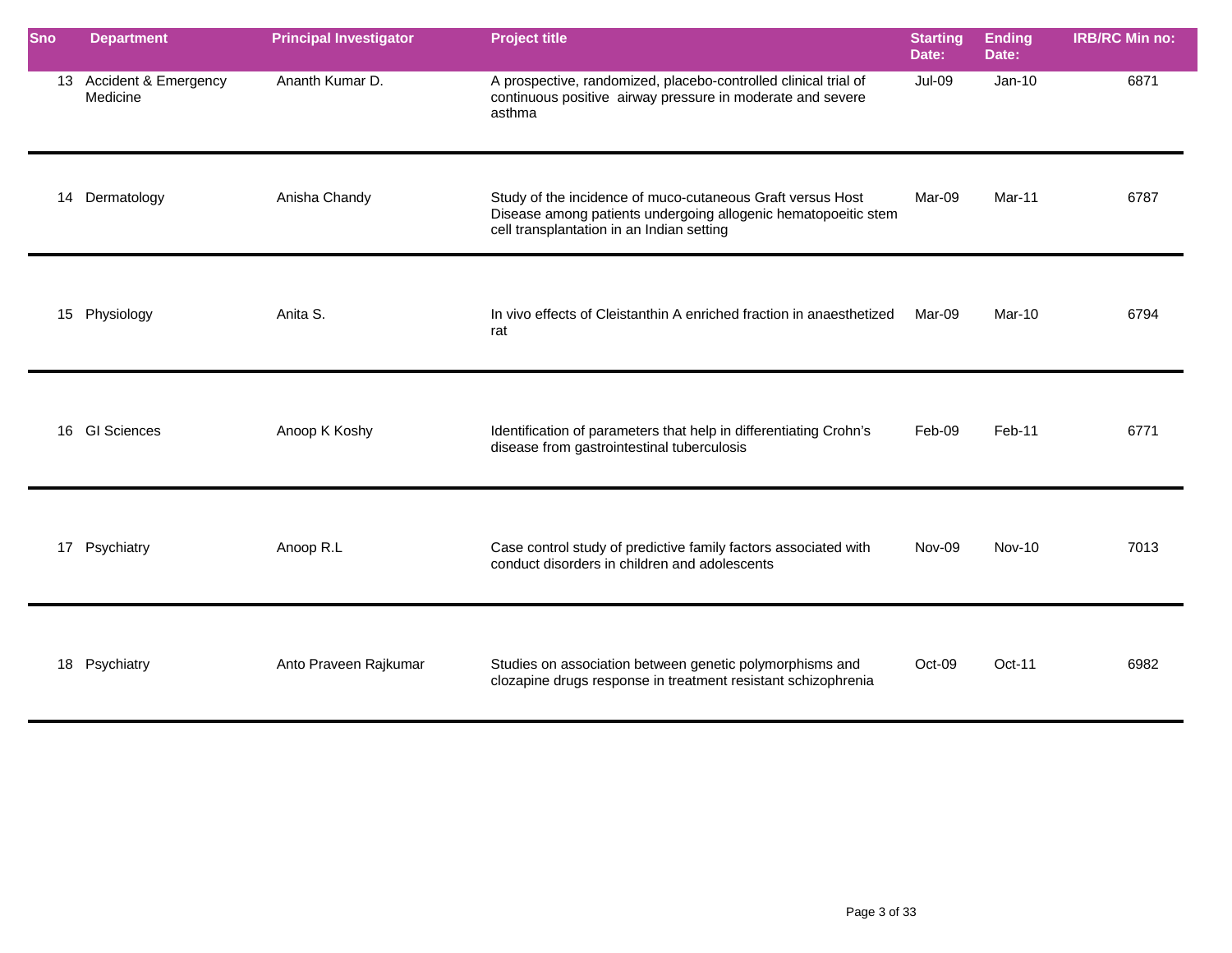| Sno | Department | Principal Investigator | Project title | Starting Date: | Ending Date: | IRB/RC Min no: |
|---|---|---|---|---|---|---|
| 13 | Accident & Emergency Medicine | Ananth Kumar D. | A prospective, randomized, placebo-controlled clinical trial of continuous positive airway pressure in moderate and severe asthma | Jul-09 | Jan-10 | 6871 |
| 14 | Dermatology | Anisha Chandy | Study of the incidence of muco-cutaneous Graft versus Host Disease among patients undergoing allogenic hematopoeitic stem cell transplantation in an Indian setting | Mar-09 | Mar-11 | 6787 |
| 15 | Physiology | Anita S. | In vivo effects of Cleistanthin A enriched fraction in anaesthetized rat | Mar-09 | Mar-10 | 6794 |
| 16 | GI Sciences | Anoop K Koshy | Identification of parameters that help in differentiating Crohn's disease from gastrointestinal tuberculosis | Feb-09 | Feb-11 | 6771 |
| 17 | Psychiatry | Anoop R.L | Case control study of predictive family factors associated with conduct disorders in children and adolescents | Nov-09 | Nov-10 | 7013 |
| 18 | Psychiatry | Anto Praveen Rajkumar | Studies on association between genetic polymorphisms and clozapine drugs response in treatment resistant schizophrenia | Oct-09 | Oct-11 | 6982 |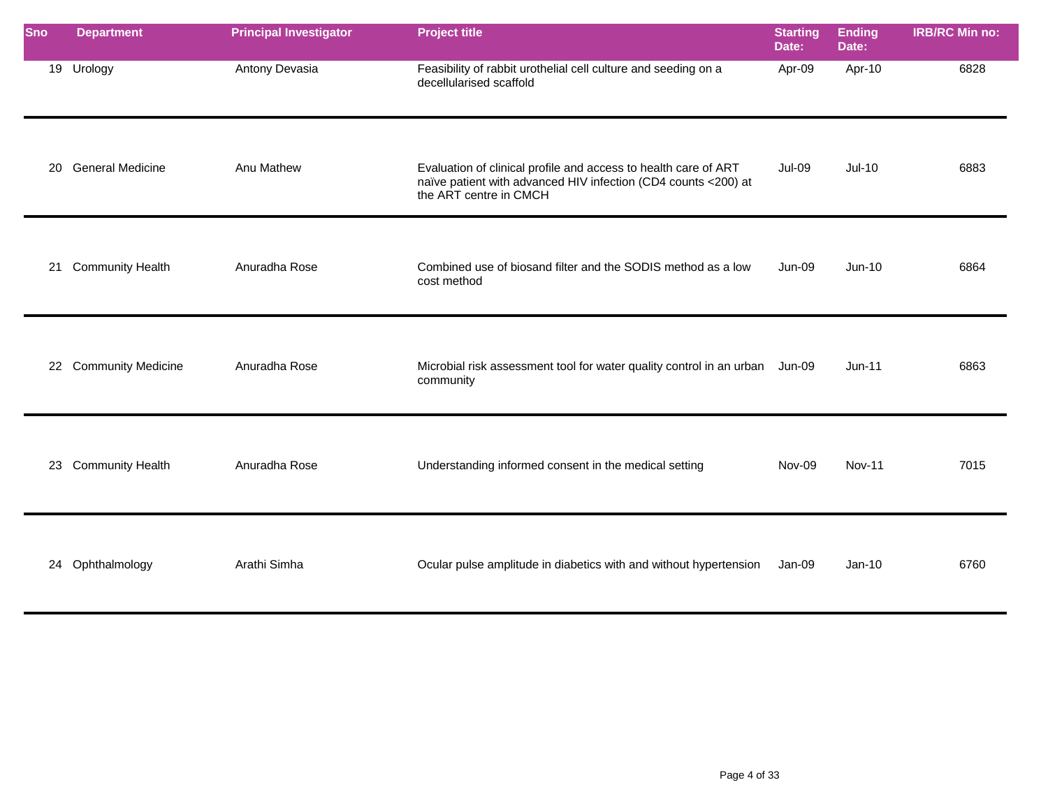| Sno | Department | Principal Investigator | Project title | Starting Date: | Ending Date: | IRB/RC Min no: |
|---|---|---|---|---|---|---|
| 19 | Urology | Antony Devasia | Feasibility of rabbit urothelial cell culture and seeding on a decellularised scaffold | Apr-09 | Apr-10 | 6828 |
| 20 | General Medicine | Anu Mathew | Evaluation of clinical profile and access to health care of ART naïve patient with advanced HIV infection (CD4 counts <200) at the ART centre in CMCH | Jul-09 | Jul-10 | 6883 |
| 21 | Community Health | Anuradha Rose | Combined use of biosand filter and the SODIS method as a low cost method | Jun-09 | Jun-10 | 6864 |
| 22 | Community Medicine | Anuradha Rose | Microbial risk assessment tool for water quality control in an urban community | Jun-09 | Jun-11 | 6863 |
| 23 | Community Health | Anuradha Rose | Understanding informed consent in the medical setting | Nov-09 | Nov-11 | 7015 |
| 24 | Ophthalmology | Arathi Simha | Ocular pulse amplitude in diabetics with and without hypertension | Jan-09 | Jan-10 | 6760 |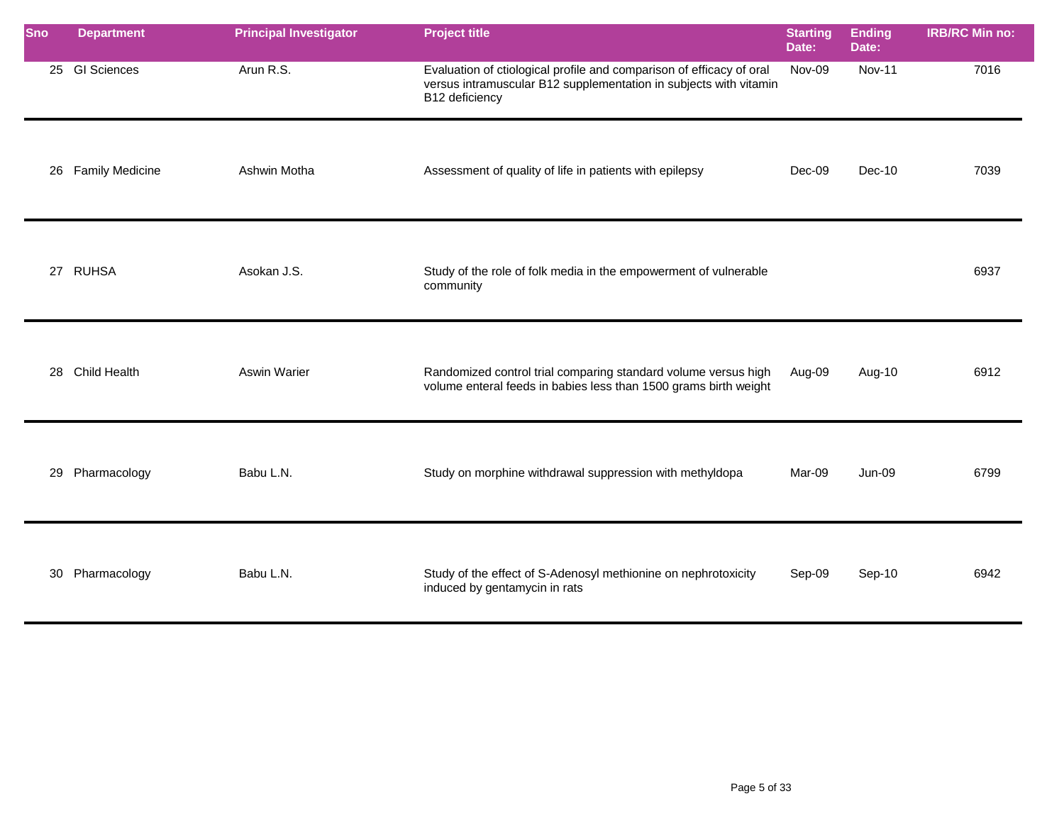| Sno | Department | Principal Investigator | Project title | Starting Date: | Ending Date: | IRB/RC Min no: |
|---|---|---|---|---|---|---|
| 25 | GI Sciences | Arun R.S. | Evaluation of ctiological profile and comparison of efficacy of oral versus intramuscular B12 supplementation in subjects with vitamin B12 deficiency | Nov-09 | Nov-11 | 7016 |
| 26 | Family Medicine | Ashwin Motha | Assessment of quality of life in patients with epilepsy | Dec-09 | Dec-10 | 7039 |
| 27 | RUHSA | Asokan J.S. | Study of the role of folk media in the empowerment of vulnerable community | | | 6937 |
| 28 | Child Health | Aswin Warier | Randomized control trial comparing standard volume versus high volume enteral feeds in babies less than 1500 grams birth weight | Aug-09 | Aug-10 | 6912 |
| 29 | Pharmacology | Babu L.N. | Study on morphine withdrawal suppression with methyldopa | Mar-09 | Jun-09 | 6799 |
| 30 | Pharmacology | Babu L.N. | Study of the effect of S-Adenosyl methionine on nephrotoxicity induced by gentamycin in rats | Sep-09 | Sep-10 | 6942 |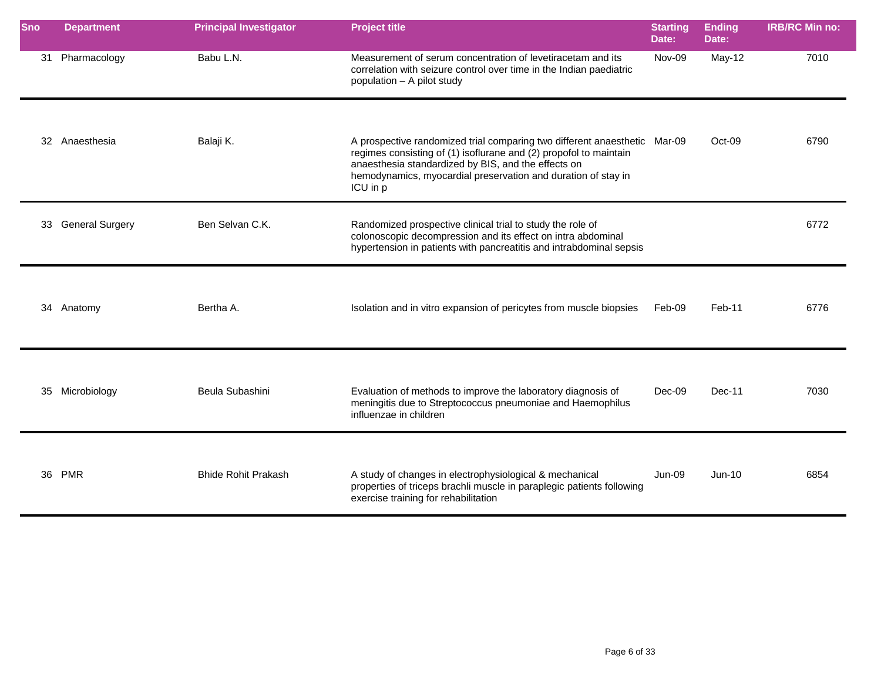| Sno | Department | Principal Investigator | Project title | Starting Date: | Ending Date: | IRB/RC Min no: |
|---|---|---|---|---|---|---|
| 31 | Pharmacology | Babu L.N. | Measurement of serum concentration of levetiracetam and its correlation with seizure control over time in the Indian paediatric population – A pilot study | Nov-09 | May-12 | 7010 |
| 32 | Anaesthesia | Balaji K. | A prospective randomized trial comparing two different anaesthetic regimes consisting of (1) isoflurane and (2) propofol to maintain anaesthesia standardized by BIS, and the effects on hemodynamics, myocardial preservation and duration of stay in ICU in p | Mar-09 | Oct-09 | 6790 |
| 33 | General Surgery | Ben Selvan C.K. | Randomized prospective clinical trial to study the role of colonoscopic decompression and its effect on intra abdominal hypertension in patients with pancreatitis and intrabdominal sepsis | | | 6772 |
| 34 | Anatomy | Bertha A. | Isolation and in vitro expansion of pericytes from muscle biopsies | Feb-09 | Feb-11 | 6776 |
| 35 | Microbiology | Beula Subashini | Evaluation of methods to improve the laboratory diagnosis of meningitis due to Streptococcus pneumoniae and Haemophilus influenzae in children | Dec-09 | Dec-11 | 7030 |
| 36 | PMR | Bhide Rohit Prakash | A study of changes in electrophysiological & mechanical properties of triceps brachli muscle in paraplegic patients following exercise training for rehabilitation | Jun-09 | Jun-10 | 6854 |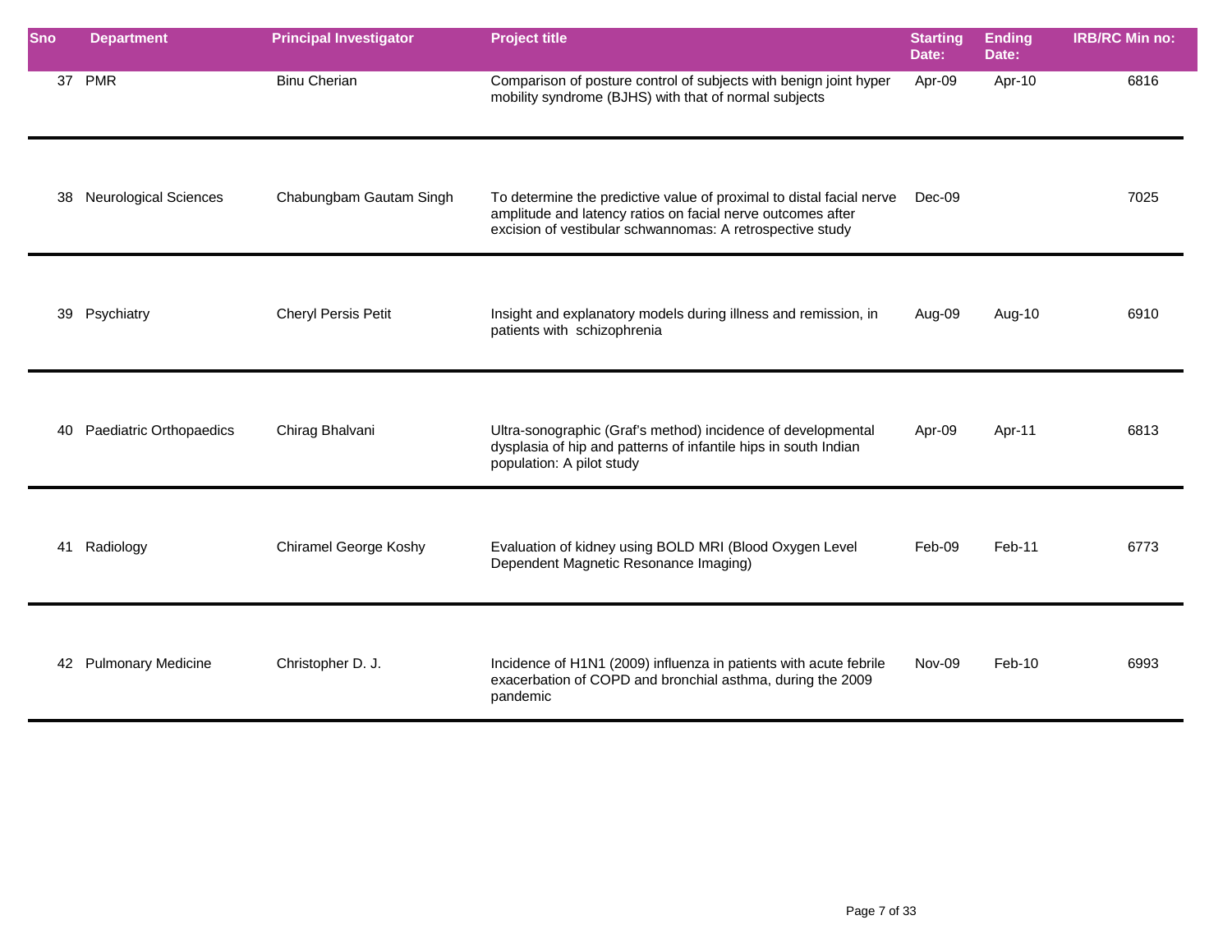| Sno | Department | Principal Investigator | Project title | Starting Date: | Ending Date: | IRB/RC Min no: |
|---|---|---|---|---|---|---|
| 37 | PMR | Binu Cherian | Comparison of posture control of subjects with benign joint hyper mobility syndrome (BJHS) with that of normal subjects | Apr-09 | Apr-10 | 6816 |
| 38 | Neurological Sciences | Chabungbam Gautam Singh | To determine the predictive value of proximal to distal facial nerve amplitude and latency ratios on facial nerve outcomes after excision of vestibular schwannomas: A retrospective study | Dec-09 | | 7025 |
| 39 | Psychiatry | Cheryl Persis Petit | Insight and explanatory models during illness and remission, in patients with schizophrenia | Aug-09 | Aug-10 | 6910 |
| 40 | Paediatric Orthopaedics | Chirag Bhalvani | Ultra-sonographic (Graf's method) incidence of developmental dysplasia of hip and patterns of infantile hips in south Indian population: A pilot study | Apr-09 | Apr-11 | 6813 |
| 41 | Radiology | Chiramel George Koshy | Evaluation of kidney using BOLD MRI (Blood Oxygen Level Dependent Magnetic Resonance Imaging) | Feb-09 | Feb-11 | 6773 |
| 42 | Pulmonary Medicine | Christopher D. J. | Incidence of H1N1 (2009) influenza in patients with acute febrile exacerbation of COPD and bronchial asthma, during the 2009 pandemic | Nov-09 | Feb-10 | 6993 |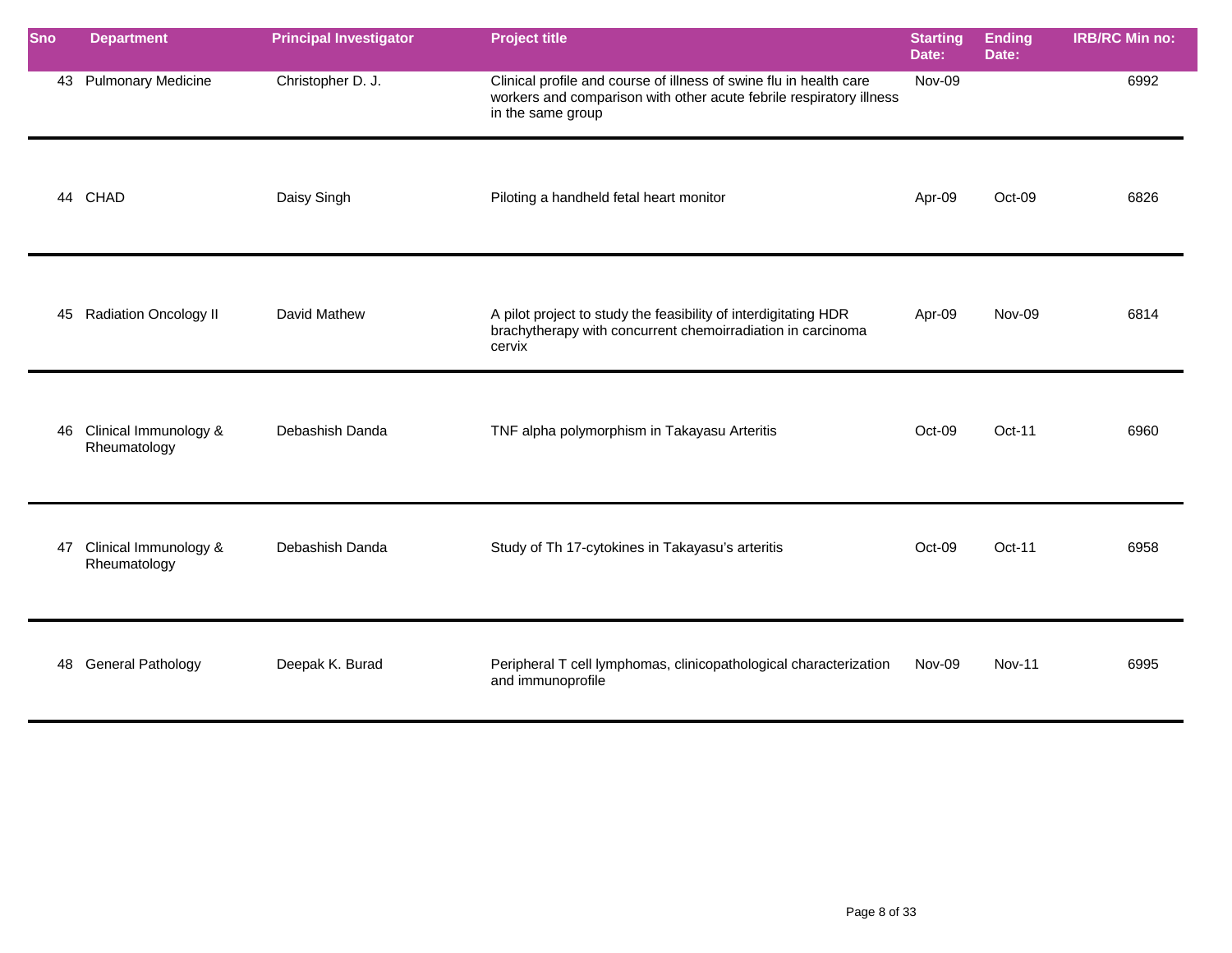| Sno | Department | Principal Investigator | Project title | Starting Date: | Ending Date: | IRB/RC Min no: |
|---|---|---|---|---|---|---|
| 43 | Pulmonary Medicine | Christopher D. J. | Clinical profile and course of illness of swine flu in health care workers and comparison with other acute febrile respiratory illness in the same group | Nov-09 | | 6992 |
| 44 | CHAD | Daisy Singh | Piloting a handheld fetal heart monitor | Apr-09 | Oct-09 | 6826 |
| 45 | Radiation Oncology II | David Mathew | A pilot project to study the feasibility of interdigitating HDR brachytherapy with concurrent chemoirradiation in carcinoma cervix | Apr-09 | Nov-09 | 6814 |
| 46 | Clinical Immunology & Rheumatology | Debashish Danda | TNF alpha polymorphism in Takayasu Arteritis | Oct-09 | Oct-11 | 6960 |
| 47 | Clinical Immunology & Rheumatology | Debashish Danda | Study of Th 17-cytokines in Takayasu's arteritis | Oct-09 | Oct-11 | 6958 |
| 48 | General Pathology | Deepak K. Burad | Peripheral T cell lymphomas, clinicopathological characterization and immunoprofile | Nov-09 | Nov-11 | 6995 |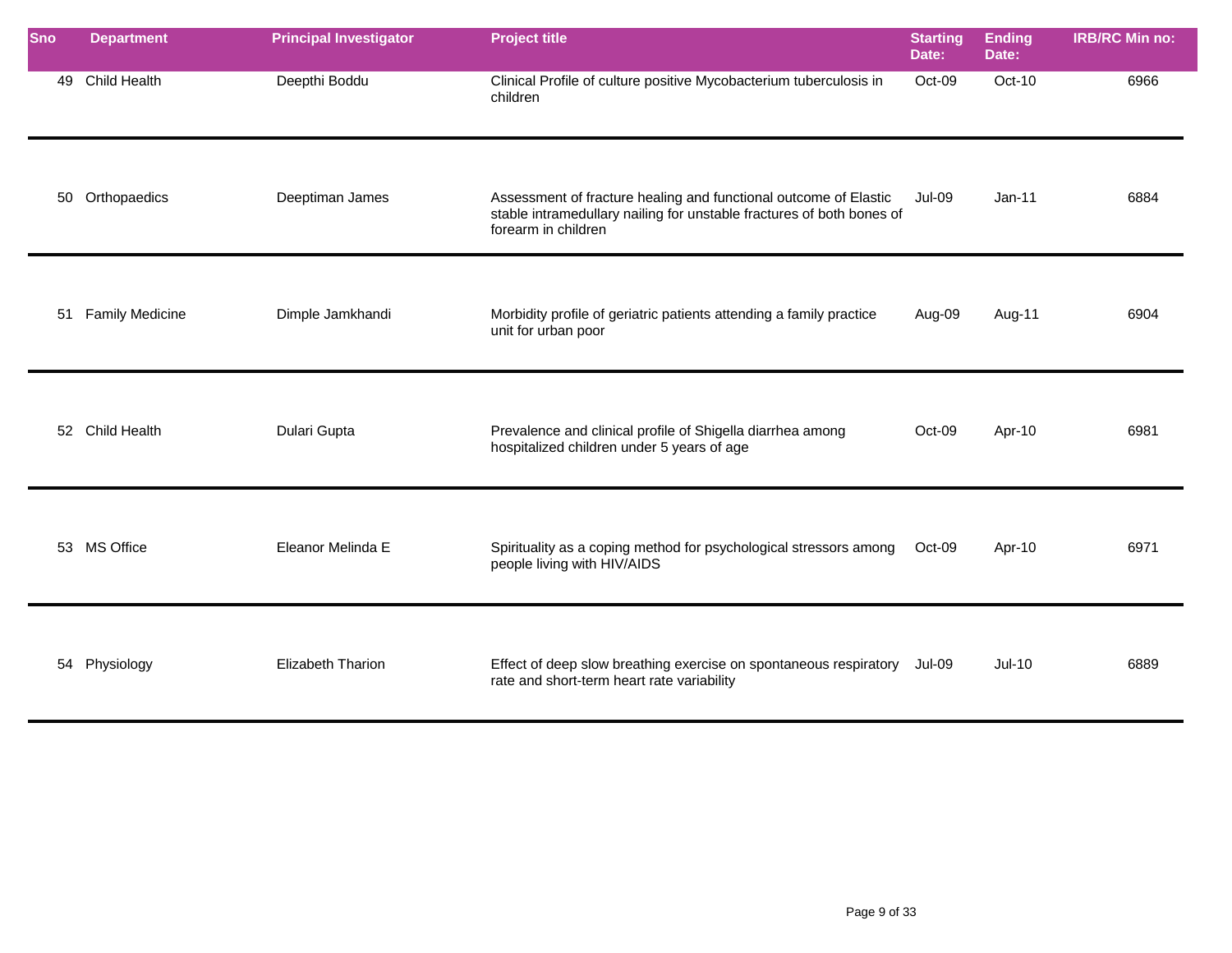| Sno | Department | Principal Investigator | Project title | Starting Date: | Ending Date: | IRB/RC Min no: |
|---|---|---|---|---|---|---|
| 49 | Child Health | Deepthi Boddu | Clinical Profile of culture positive Mycobacterium tuberculosis in children | Oct-09 | Oct-10 | 6966 |
| 50 | Orthopaedics | Deeptiman James | Assessment of fracture healing and functional outcome of Elastic stable intramedullary nailing for unstable fractures of both bones of forearm in children | Jul-09 | Jan-11 | 6884 |
| 51 | Family Medicine | Dimple Jamkhandi | Morbidity profile of geriatric patients attending a family practice unit for urban poor | Aug-09 | Aug-11 | 6904 |
| 52 | Child Health | Dulari Gupta | Prevalence and clinical profile of Shigella diarrhea among hospitalized children under 5 years of age | Oct-09 | Apr-10 | 6981 |
| 53 | MS Office | Eleanor Melinda E | Spirituality as a coping method for psychological stressors among people living with HIV/AIDS | Oct-09 | Apr-10 | 6971 |
| 54 | Physiology | Elizabeth Tharion | Effect of deep slow breathing exercise on spontaneous respiratory rate and short-term heart rate variability | Jul-09 | Jul-10 | 6889 |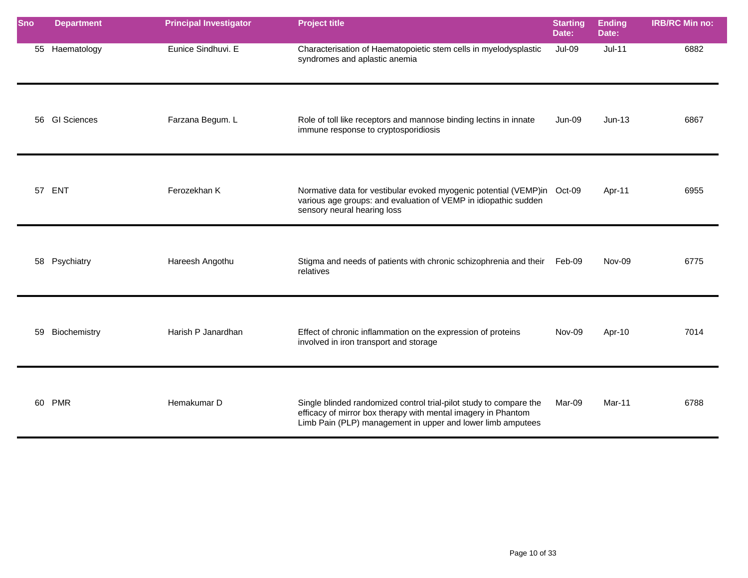| Sno | Department | Principal Investigator | Project title | Starting Date: | Ending Date: | IRB/RC Min no: |
|---|---|---|---|---|---|---|
| 55 | Haematology | Eunice Sindhuvi. E | Characterisation of Haematopoietic stem cells in myelodysplastic syndromes and aplastic anemia | Jul-09 | Jul-11 | 6882 |
| 56 | GI Sciences | Farzana Begum. L | Role of toll like receptors and mannose binding lectins in innate immune response to cryptosporidiosis | Jun-09 | Jun-13 | 6867 |
| 57 | ENT | Ferozekhan K | Normative data for vestibular evoked myogenic potential (VEMP)in various age groups: and evaluation of VEMP in idiopathic sudden sensory neural hearing loss | Oct-09 | Apr-11 | 6955 |
| 58 | Psychiatry | Hareesh Angothu | Stigma and needs of patients with chronic schizophrenia and their relatives | Feb-09 | Nov-09 | 6775 |
| 59 | Biochemistry | Harish P Janardhan | Effect of chronic inflammation on the expression of proteins involved in iron transport and storage | Nov-09 | Apr-10 | 7014 |
| 60 | PMR | Hemakumar D | Single blinded randomized control trial-pilot study to compare the efficacy of mirror box therapy with mental imagery in Phantom Limb Pain (PLP) management in upper and lower limb amputees | Mar-09 | Mar-11 | 6788 |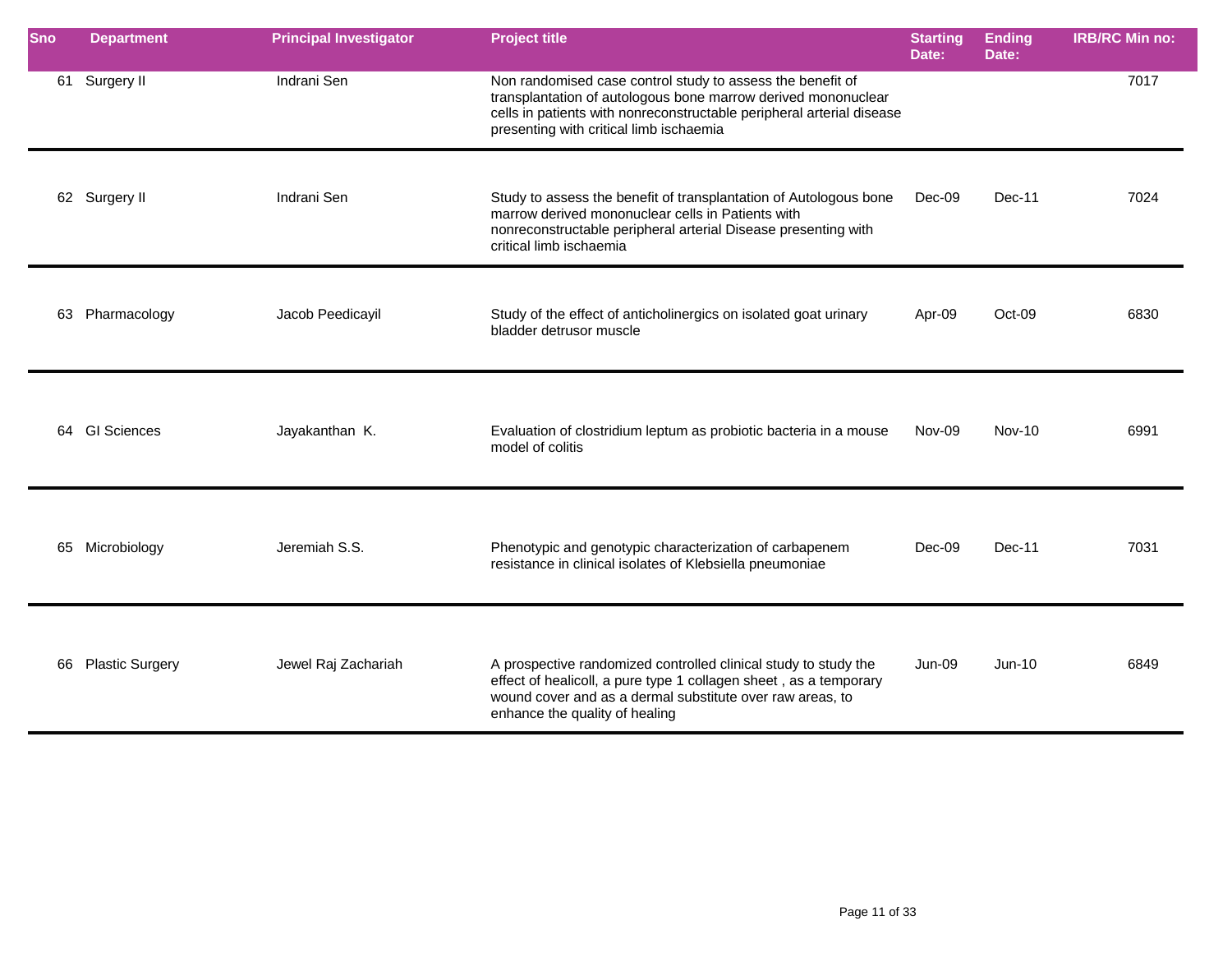| Sno | Department | Principal Investigator | Project title | Starting Date: | Ending Date: | IRB/RC Min no: |
|---|---|---|---|---|---|---|
| 61 | Surgery II | Indrani Sen | Non randomised case control study to assess the benefit of transplantation of autologous bone marrow derived mononuclear cells in patients with nonreconstructable peripheral arterial disease presenting with critical limb ischaemia | | | 7017 |
| 62 | Surgery II | Indrani Sen | Study to assess the benefit of transplantation of Autologous bone marrow derived mononuclear cells in Patients with nonreconstructable peripheral arterial Disease presenting with critical limb ischaemia | Dec-09 | Dec-11 | 7024 |
| 63 | Pharmacology | Jacob Peedicayil | Study of the effect of anticholinergics on isolated goat urinary bladder detrusor muscle | Apr-09 | Oct-09 | 6830 |
| 64 | GI Sciences | Jayakanthan K. | Evaluation of clostridium leptum as probiotic bacteria in a mouse model of colitis | Nov-09 | Nov-10 | 6991 |
| 65 | Microbiology | Jeremiah S.S. | Phenotypic and genotypic characterization of carbapenem resistance in clinical isolates of Klebsiella pneumoniae | Dec-09 | Dec-11 | 7031 |
| 66 | Plastic Surgery | Jewel Raj Zachariah | A prospective randomized controlled clinical study to study the effect of healicoll, a pure type 1 collagen sheet , as a temporary wound cover and as a dermal substitute over raw areas, to enhance the quality of healing | Jun-09 | Jun-10 | 6849 |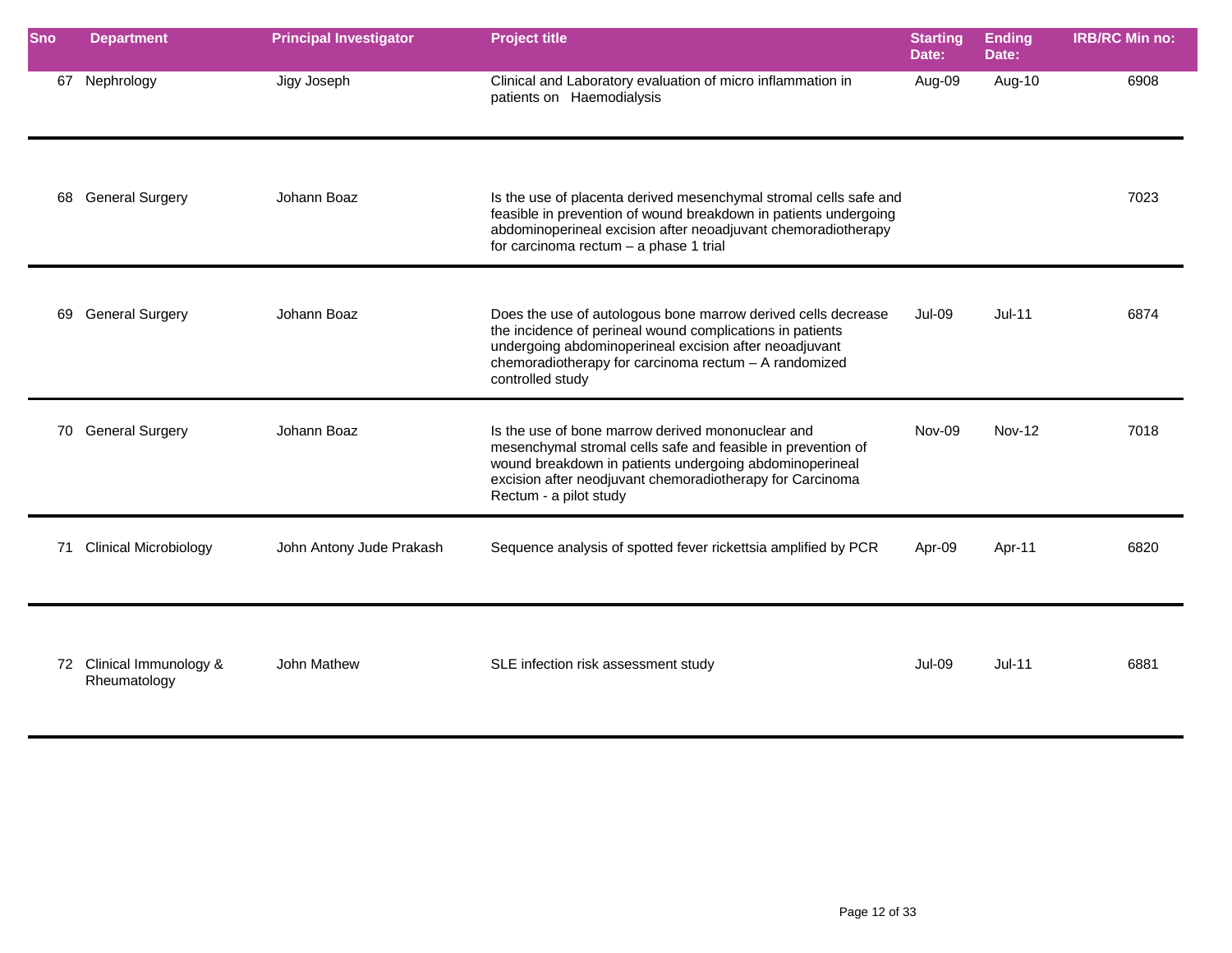| Sno | Department | Principal Investigator | Project title | Starting Date: | Ending Date: | IRB/RC Min no: |
|---|---|---|---|---|---|---|
| 67 | Nephrology | Jigy Joseph | Clinical and Laboratory evaluation of micro inflammation in patients on Haemodialysis | Aug-09 | Aug-10 | 6908 |
| 68 | General Surgery | Johann Boaz | Is the use of placenta derived mesenchymal stromal cells safe and feasible in prevention of wound breakdown in patients undergoing abdominoperineal excision after neoadjuvant chemoradiotherapy for carcinoma rectum – a phase 1 trial | | | 7023 |
| 69 | General Surgery | Johann Boaz | Does the use of autologous bone marrow derived cells decrease the incidence of perineal wound complications in patients undergoing abdominoperineal excision after neoadjuvant chemoradiotherapy for carcinoma rectum – A randomized controlled study | Jul-09 | Jul-11 | 6874 |
| 70 | General Surgery | Johann Boaz | Is the use of bone marrow derived mononuclear and mesenchymal stromal cells safe and feasible in prevention of wound breakdown in patients undergoing abdominoperineal excision after neodjuvant chemoradiotherapy for Carcinoma Rectum - a pilot study | Nov-09 | Nov-12 | 7018 |
| 71 | Clinical Microbiology | John Antony Jude Prakash | Sequence analysis of spotted fever rickettsia amplified by PCR | Apr-09 | Apr-11 | 6820 |
| 72 | Clinical Immunology & Rheumatology | John Mathew | SLE infection risk assessment study | Jul-09 | Jul-11 | 6881 |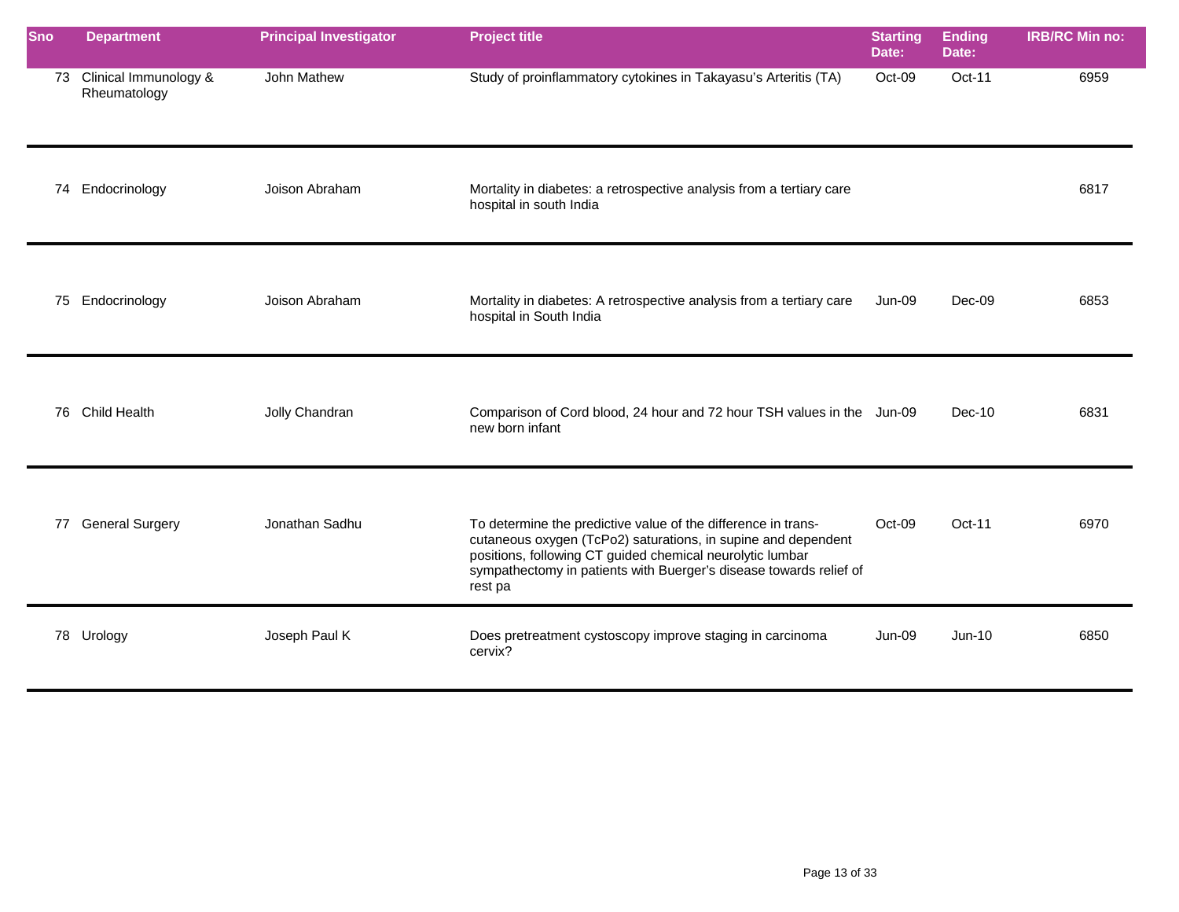| Sno | Department | Principal Investigator | Project title | Starting Date: | Ending Date: | IRB/RC Min no: |
|---|---|---|---|---|---|---|
| 73 | Clinical Immunology & Rheumatology | John Mathew | Study of proinflammatory cytokines in Takayasu's Arteritis (TA) | Oct-09 | Oct-11 | 6959 |
| 74 | Endocrinology | Joison Abraham | Mortality in diabetes: a retrospective analysis from a tertiary care hospital in south India | | | 6817 |
| 75 | Endocrinology | Joison Abraham | Mortality in diabetes: A retrospective analysis from a tertiary care hospital in South India | Jun-09 | Dec-09 | 6853 |
| 76 | Child Health | Jolly Chandran | Comparison of Cord blood, 24 hour and 72 hour TSH values in the new born infant | Jun-09 | Dec-10 | 6831 |
| 77 | General Surgery | Jonathan Sadhu | To determine the predictive value of the difference in trans-cutaneous oxygen (TcPo2) saturations, in supine and dependent positions, following CT guided chemical neurolytic lumbar sympathectomy in patients with Buerger's disease towards relief of rest pa | Oct-09 | Oct-11 | 6970 |
| 78 | Urology | Joseph Paul K | Does pretreatment cystoscopy improve staging in carcinoma cervix? | Jun-09 | Jun-10 | 6850 |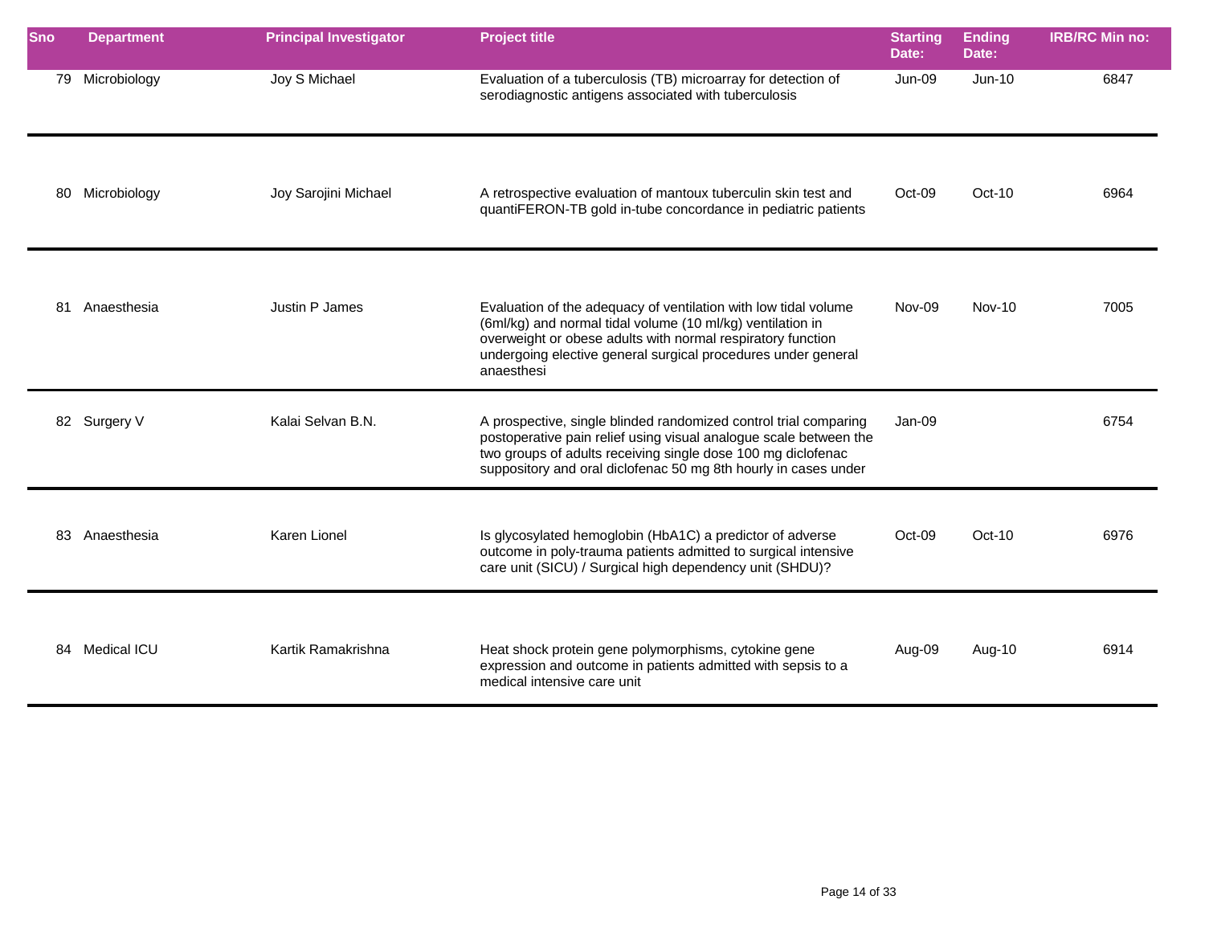| Sno | Department | Principal Investigator | Project title | Starting Date: | Ending Date: | IRB/RC Min no: |
|---|---|---|---|---|---|---|
| 79 | Microbiology | Joy S Michael | Evaluation of a tuberculosis (TB) microarray for detection of serodiagnostic antigens associated with tuberculosis | Jun-09 | Jun-10 | 6847 |
| 80 | Microbiology | Joy Sarojini Michael | A retrospective evaluation of mantoux tuberculin skin test and quantiFERON-TB gold in-tube concordance in pediatric patients | Oct-09 | Oct-10 | 6964 |
| 81 | Anaesthesia | Justin P James | Evaluation of the adequacy of ventilation with low tidal volume (6ml/kg) and normal tidal volume (10 ml/kg) ventilation in overweight or obese adults with normal respiratory function undergoing elective general surgical procedures under general anaesthesi | Nov-09 | Nov-10 | 7005 |
| 82 | Surgery V | Kalai Selvan B.N. | A prospective, single blinded randomized control trial comparing postoperative pain relief using visual analogue scale between the two groups of adults receiving single dose 100 mg diclofenac suppository and oral diclofenac 50 mg 8th hourly in cases under | Jan-09 | | 6754 |
| 83 | Anaesthesia | Karen Lionel | Is glycosylated hemoglobin (HbA1C) a predictor of adverse outcome in poly-trauma patients admitted to surgical intensive care unit (SICU) / Surgical high dependency unit (SHDU)? | Oct-09 | Oct-10 | 6976 |
| 84 | Medical ICU | Kartik Ramakrishna | Heat shock protein gene polymorphisms, cytokine gene expression and outcome in patients admitted with sepsis to a medical intensive care unit | Aug-09 | Aug-10 | 6914 |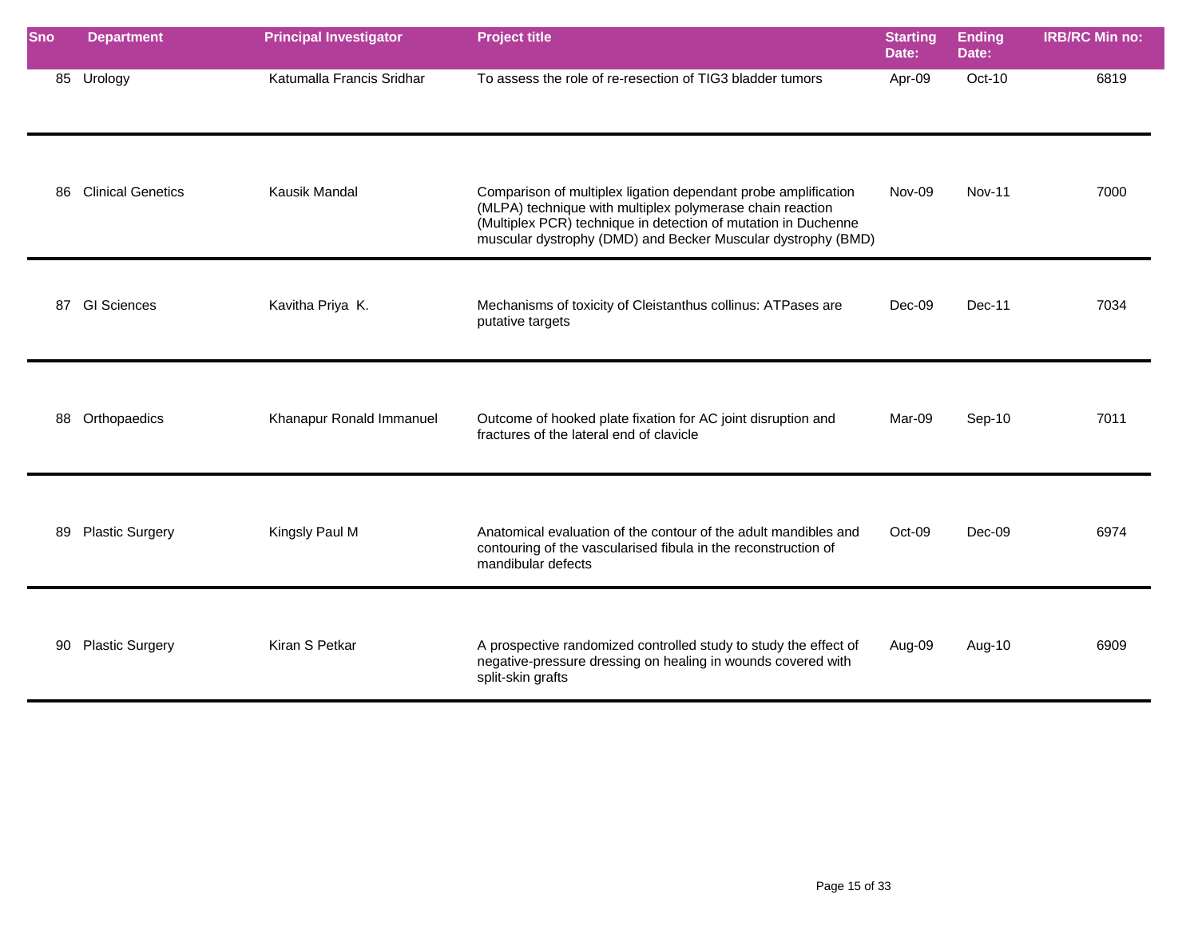| Sno | Department | Principal Investigator | Project title | Starting Date: | Ending Date: | IRB/RC Min no: |
|---|---|---|---|---|---|---|
| 85 | Urology | Katumalla Francis Sridhar | To assess the role of re-resection of TIG3 bladder tumors | Apr-09 | Oct-10 | 6819 |
| 86 | Clinical Genetics | Kausik Mandal | Comparison of multiplex ligation dependant probe amplification (MLPA) technique with multiplex polymerase chain reaction (Multiplex PCR) technique in detection of mutation in Duchenne muscular dystrophy (DMD) and Becker Muscular dystrophy (BMD) | Nov-09 | Nov-11 | 7000 |
| 87 | GI Sciences | Kavitha Priya K. | Mechanisms of toxicity of Cleistanthus collinus: ATPases are putative targets | Dec-09 | Dec-11 | 7034 |
| 88 | Orthopaedics | Khanapur Ronald Immanuel | Outcome of hooked plate fixation for AC joint disruption and fractures of the lateral end of clavicle | Mar-09 | Sep-10 | 7011 |
| 89 | Plastic Surgery | Kingsly Paul M | Anatomical evaluation of the contour of the adult mandibles and contouring of the vascularised fibula in the reconstruction of mandibular defects | Oct-09 | Dec-09 | 6974 |
| 90 | Plastic Surgery | Kiran S Petkar | A prospective randomized controlled study to study the effect of negative-pressure dressing on healing in wounds covered with split-skin grafts | Aug-09 | Aug-10 | 6909 |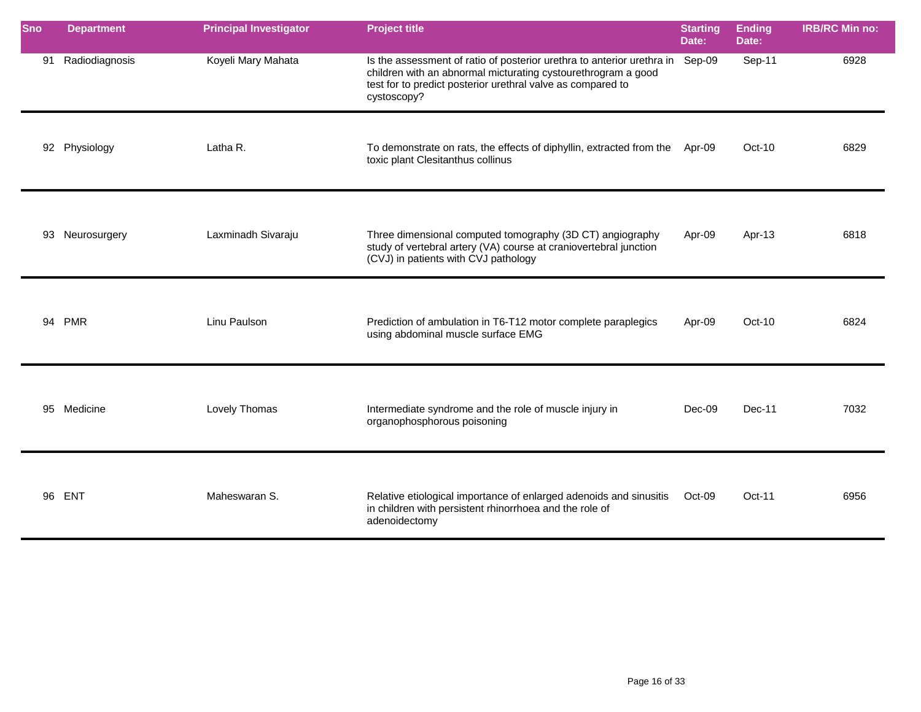| Sno | Department | Principal Investigator | Project title | Starting Date: | Ending Date: | IRB/RC Min no: |
|---|---|---|---|---|---|---|
| 91 | Radiodiagnosis | Koyeli Mary Mahata | Is the assessment of ratio of posterior urethra to anterior urethra in children with an abnormal micturating cystourethrogram a good test for to predict posterior urethral valve as compared to cystoscopy? | Sep-09 | Sep-11 | 6928 |
| 92 | Physiology | Latha R. | To demonstrate on rats, the effects of diphyllin, extracted from the toxic plant Clesitanthus collinus | Apr-09 | Oct-10 | 6829 |
| 93 | Neurosurgery | Laxminadh Sivaraju | Three dimensional computed tomography (3D CT) angiography study of vertebral artery (VA) course at craniovertebral junction (CVJ) in patients with CVJ pathology | Apr-09 | Apr-13 | 6818 |
| 94 | PMR | Linu Paulson | Prediction of ambulation in T6-T12 motor complete paraplegics using abdominal muscle surface EMG | Apr-09 | Oct-10 | 6824 |
| 95 | Medicine | Lovely Thomas | Intermediate syndrome and the role of muscle injury in organophosphorous poisoning | Dec-09 | Dec-11 | 7032 |
| 96 | ENT | Maheswaran S. | Relative etiological importance of enlarged adenoids and sinusitis in children with persistent rhinorrhoea and the role of adenoidectomy | Oct-09 | Oct-11 | 6956 |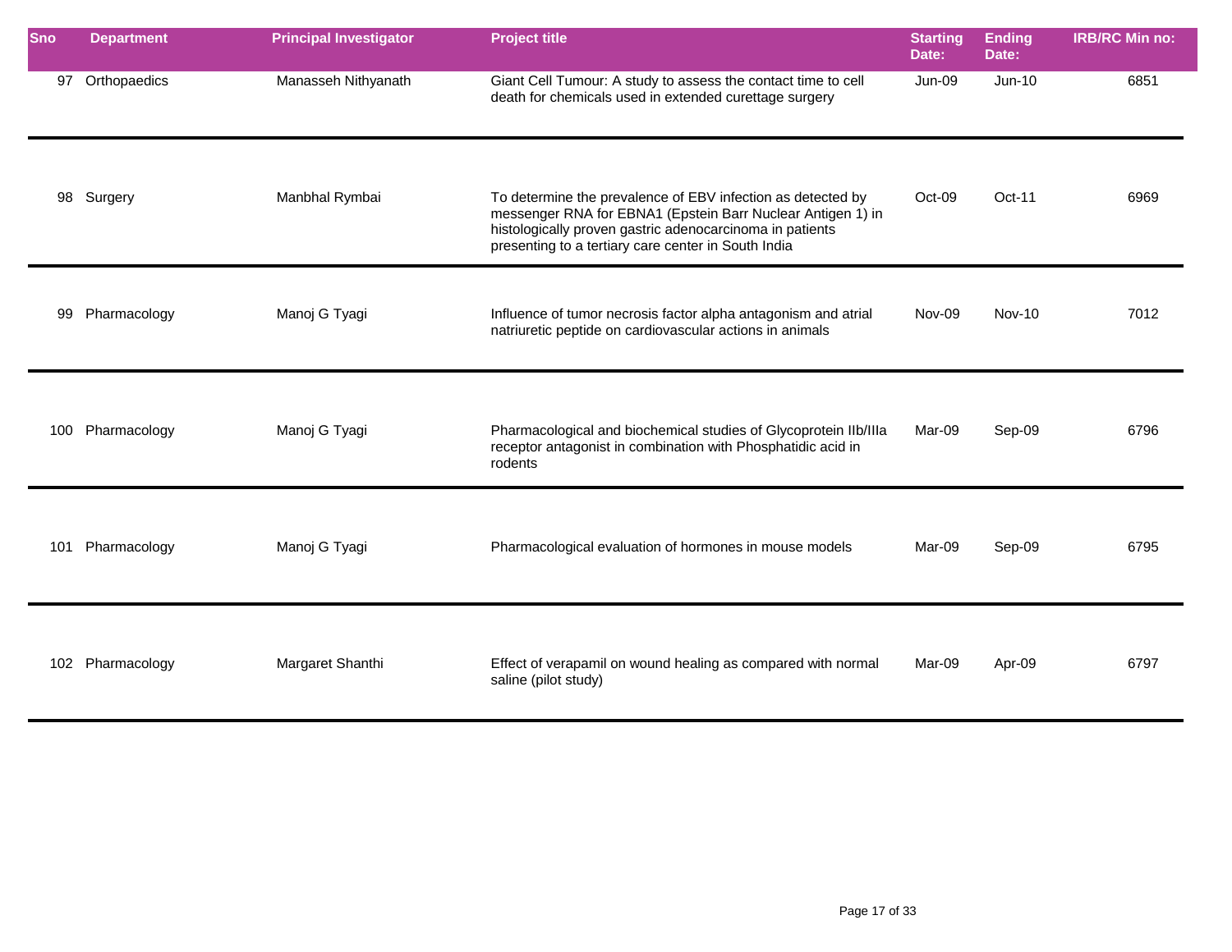| Sno | Department | Principal Investigator | Project title | Starting Date: | Ending Date: | IRB/RC Min no: |
|---|---|---|---|---|---|---|
| 97 | Orthopaedics | Manasseh Nithyanath | Giant Cell Tumour: A study to assess the contact time to cell death for chemicals used in extended curettage surgery | Jun-09 | Jun-10 | 6851 |
| 98 | Surgery | Manbhal Rymbai | To determine the prevalence of EBV infection as detected by messenger RNA for EBNA1 (Epstein Barr Nuclear Antigen 1) in histologically proven gastric adenocarcinoma in patients presenting to a tertiary care center in South India | Oct-09 | Oct-11 | 6969 |
| 99 | Pharmacology | Manoj G Tyagi | Influence of tumor necrosis factor alpha antagonism and atrial natriuretic peptide on cardiovascular actions in animals | Nov-09 | Nov-10 | 7012 |
| 100 | Pharmacology | Manoj G Tyagi | Pharmacological and biochemical studies of Glycoprotein IIb/IIIa receptor antagonist in combination with Phosphatidic acid in rodents | Mar-09 | Sep-09 | 6796 |
| 101 | Pharmacology | Manoj G Tyagi | Pharmacological evaluation of hormones in mouse models | Mar-09 | Sep-09 | 6795 |
| 102 | Pharmacology | Margaret Shanthi | Effect of verapamil on wound healing as compared with normal saline (pilot study) | Mar-09 | Apr-09 | 6797 |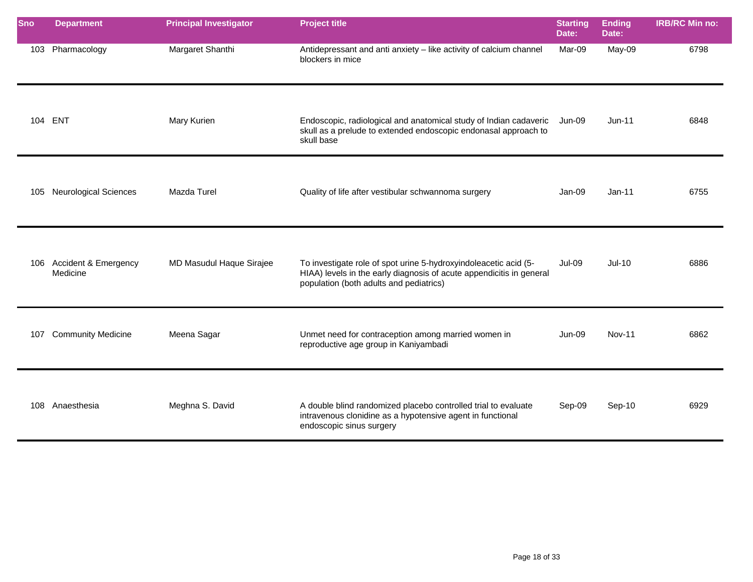| Sno | Department | Principal Investigator | Project title | Starting Date: | Ending Date: | IRB/RC Min no: |
|---|---|---|---|---|---|---|
| 103 | Pharmacology | Margaret Shanthi | Antidepressant and anti anxiety – like activity of calcium channel blockers in mice | Mar-09 | May-09 | 6798 |
| 104 | ENT | Mary Kurien | Endoscopic, radiological and anatomical study of Indian cadaveric skull as a prelude to extended endoscopic endonasal approach to skull base | Jun-09 | Jun-11 | 6848 |
| 105 | Neurological Sciences | Mazda Turel | Quality of life after vestibular schwannoma surgery | Jan-09 | Jan-11 | 6755 |
| 106 | Accident & Emergency Medicine | MD Masudul Haque Sirajee | To investigate role of spot urine 5-hydroxyindoleacetic acid (5-HIAA) levels in the early diagnosis of acute appendicitis in general population (both adults and pediatrics) | Jul-09 | Jul-10 | 6886 |
| 107 | Community Medicine | Meena Sagar | Unmet need for contraception among married women in reproductive age group in Kaniyambadi | Jun-09 | Nov-11 | 6862 |
| 108 | Anaesthesia | Meghna S. David | A double blind randomized placebo controlled trial to evaluate intravenous clonidine as a hypotensive agent in functional endoscopic sinus surgery | Sep-09 | Sep-10 | 6929 |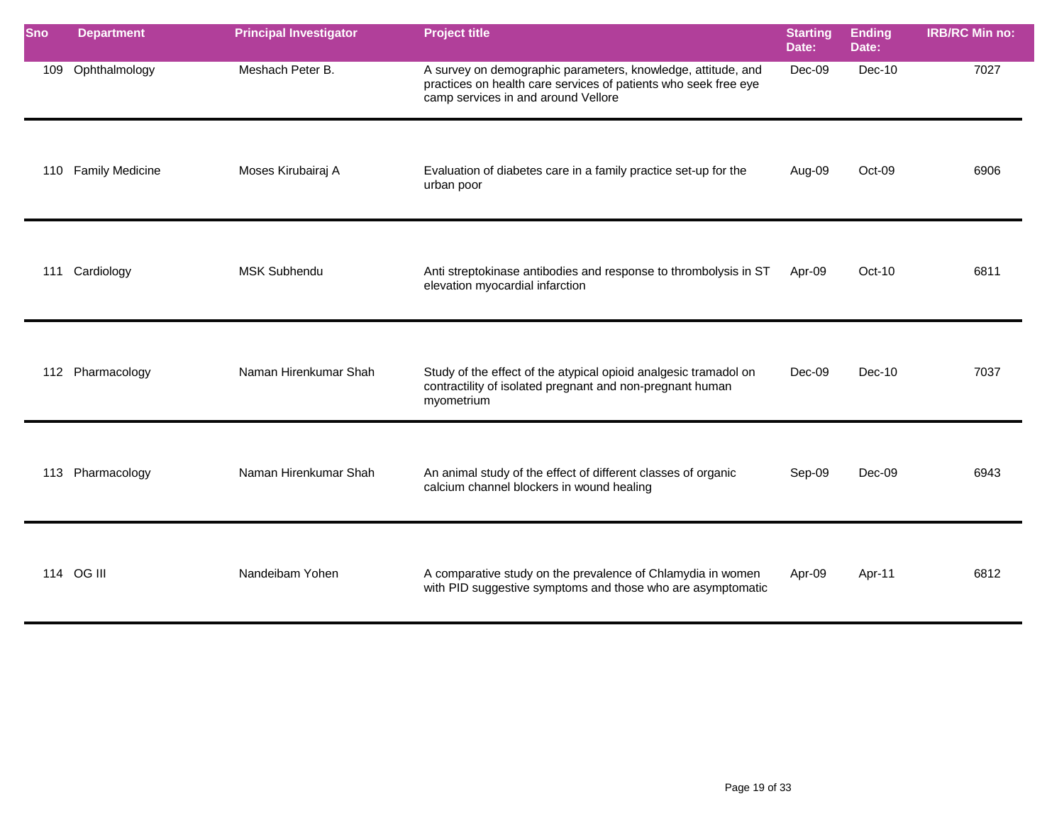| Sno | Department | Principal Investigator | Project title | Starting Date: | Ending Date: | IRB/RC Min no: |
|---|---|---|---|---|---|---|
| 109 | Ophthalmology | Meshach Peter B. | A survey on demographic parameters, knowledge, attitude, and practices on health care services of patients who seek free eye camp services in and around Vellore | Dec-09 | Dec-10 | 7027 |
| 110 | Family Medicine | Moses Kirubairaj A | Evaluation of diabetes care in a family practice set-up for the urban poor | Aug-09 | Oct-09 | 6906 |
| 111 | Cardiology | MSK Subhendu | Anti streptokinase antibodies and response to thrombolysis in ST elevation myocardial infarction | Apr-09 | Oct-10 | 6811 |
| 112 | Pharmacology | Naman Hirenkumar Shah | Study of the effect of the atypical opioid analgesic tramadol on contractility of isolated pregnant and non-pregnant human myometrium | Dec-09 | Dec-10 | 7037 |
| 113 | Pharmacology | Naman Hirenkumar Shah | An animal study of the effect of different classes of organic calcium channel blockers in wound healing | Sep-09 | Dec-09 | 6943 |
| 114 | OG III | Nandeibam Yohen | A comparative study on the prevalence of Chlamydia in women with PID suggestive symptoms and those who are asymptomatic | Apr-09 | Apr-11 | 6812 |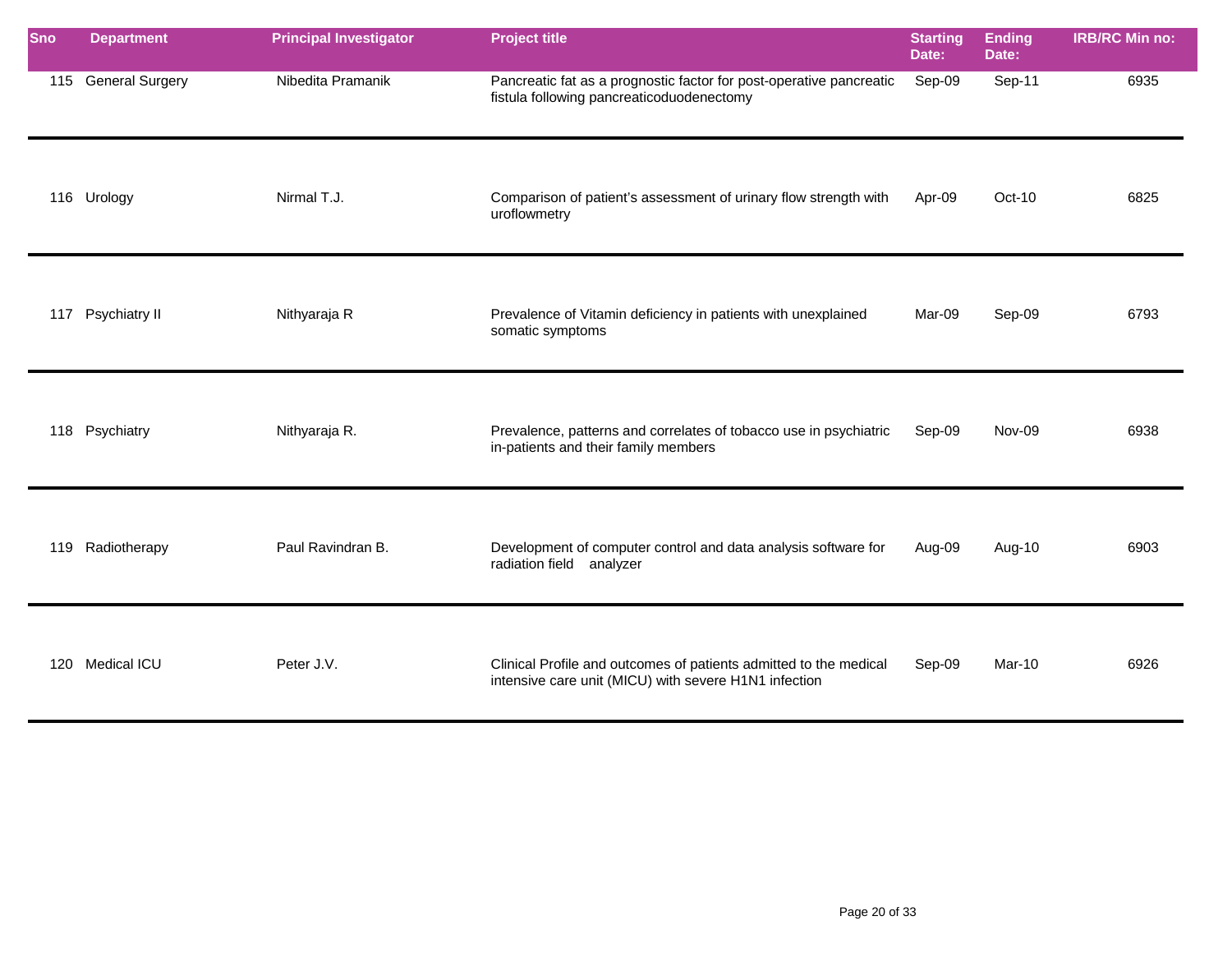| Sno | Department | Principal Investigator | Project title | Starting Date: | Ending Date: | IRB/RC Min no: |
|---|---|---|---|---|---|---|
| 115 | General Surgery | Nibedita Pramanik | Pancreatic fat as a prognostic factor for post-operative pancreatic fistula following pancreaticoduodenectomy | Sep-09 | Sep-11 | 6935 |
| 116 | Urology | Nirmal T.J. | Comparison of patient's assessment of urinary flow strength with uroflowmetry | Apr-09 | Oct-10 | 6825 |
| 117 | Psychiatry II | Nithyaraja R | Prevalence of Vitamin deficiency in patients with unexplained somatic symptoms | Mar-09 | Sep-09 | 6793 |
| 118 | Psychiatry | Nithyaraja R. | Prevalence, patterns and correlates of tobacco use in psychiatric in-patients and their family members | Sep-09 | Nov-09 | 6938 |
| 119 | Radiotherapy | Paul Ravindran B. | Development of computer control and data analysis software for radiation field analyzer | Aug-09 | Aug-10 | 6903 |
| 120 | Medical ICU | Peter J.V. | Clinical Profile and outcomes of patients admitted to the medical intensive care unit (MICU) with severe H1N1 infection | Sep-09 | Mar-10 | 6926 |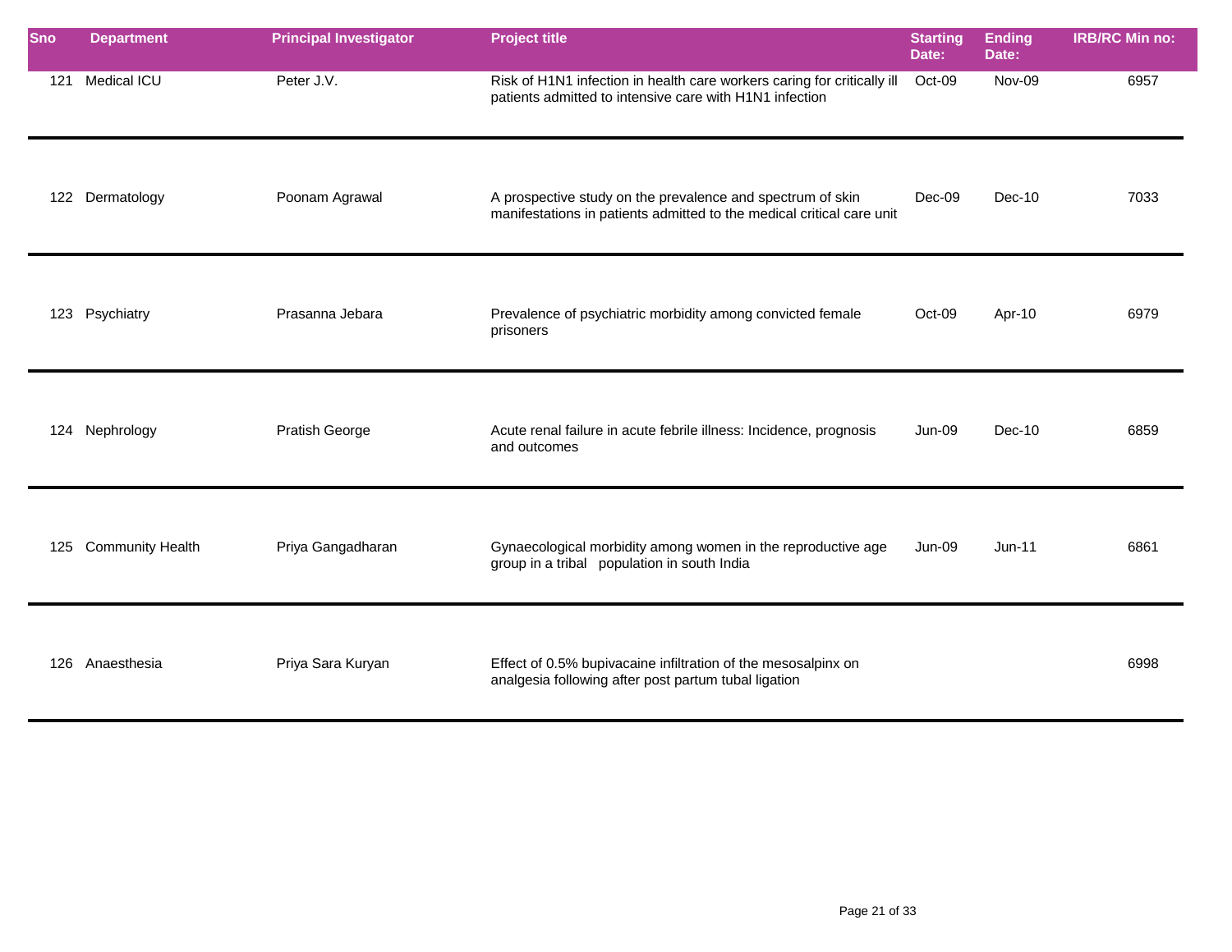| Sno | Department | Principal Investigator | Project title | Starting Date: | Ending Date: | IRB/RC Min no: |
|---|---|---|---|---|---|---|
| 121 | Medical ICU | Peter J.V. | Risk of H1N1 infection in health care workers caring for critically ill patients admitted to intensive care with H1N1 infection | Oct-09 | Nov-09 | 6957 |
| 122 | Dermatology | Poonam Agrawal | A prospective study on the prevalence and spectrum of skin manifestations in patients admitted to the medical critical care unit | Dec-09 | Dec-10 | 7033 |
| 123 | Psychiatry | Prasanna Jebara | Prevalence of psychiatric morbidity among convicted female prisoners | Oct-09 | Apr-10 | 6979 |
| 124 | Nephrology | Pratish George | Acute renal failure in acute febrile illness: Incidence, prognosis and outcomes | Jun-09 | Dec-10 | 6859 |
| 125 | Community Health | Priya Gangadharan | Gynaecological morbidity among women in the reproductive age group in a tribal population in south India | Jun-09 | Jun-11 | 6861 |
| 126 | Anaesthesia | Priya Sara Kuryan | Effect of 0.5% bupivacaine infiltration of the mesosalpinx on analgesia following after post partum tubal ligation | | | 6998 |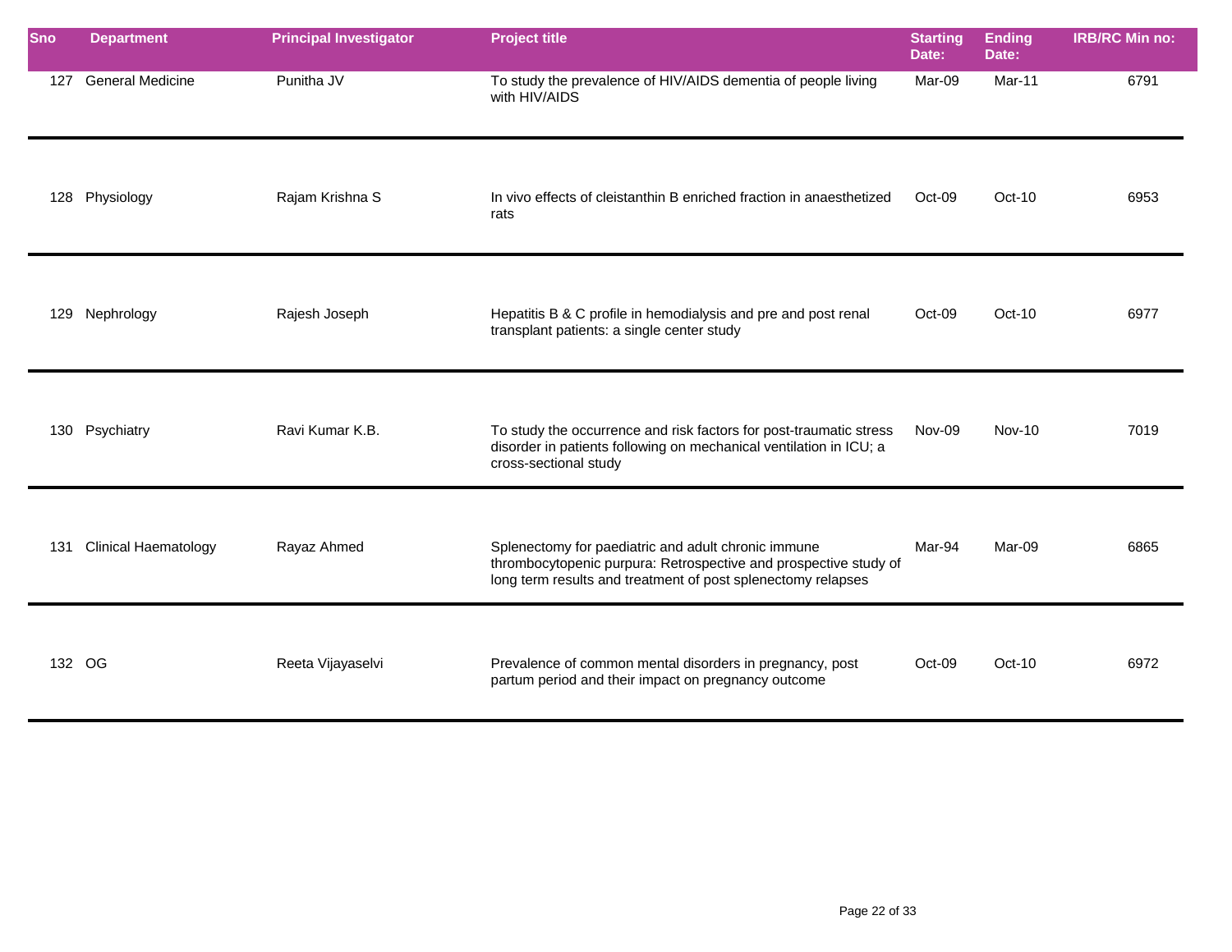| Sno | Department | Principal Investigator | Project title | Starting Date: | Ending Date: | IRB/RC Min no: |
|---|---|---|---|---|---|---|
| 127 | General Medicine | Punitha JV | To study the prevalence of HIV/AIDS dementia of people living with HIV/AIDS | Mar-09 | Mar-11 | 6791 |
| 128 | Physiology | Rajam Krishna S | In vivo effects of cleistanthin B enriched fraction in anaesthetized rats | Oct-09 | Oct-10 | 6953 |
| 129 | Nephrology | Rajesh Joseph | Hepatitis B & C profile in hemodialysis and pre and post renal transplant patients: a single center study | Oct-09 | Oct-10 | 6977 |
| 130 | Psychiatry | Ravi Kumar K.B. | To study the occurrence and risk factors for post-traumatic stress disorder in patients following on mechanical ventilation in ICU; a cross-sectional study | Nov-09 | Nov-10 | 7019 |
| 131 | Clinical Haematology | Rayaz Ahmed | Splenectomy for paediatric and adult chronic immune thrombocytopenic purpura: Retrospective and prospective study of long term results and treatment of post splenectomy relapses | Mar-94 | Mar-09 | 6865 |
| 132 | OG | Reeta Vijayaselvi | Prevalence of common mental disorders in pregnancy, post partum period and their impact on pregnancy outcome | Oct-09 | Oct-10 | 6972 |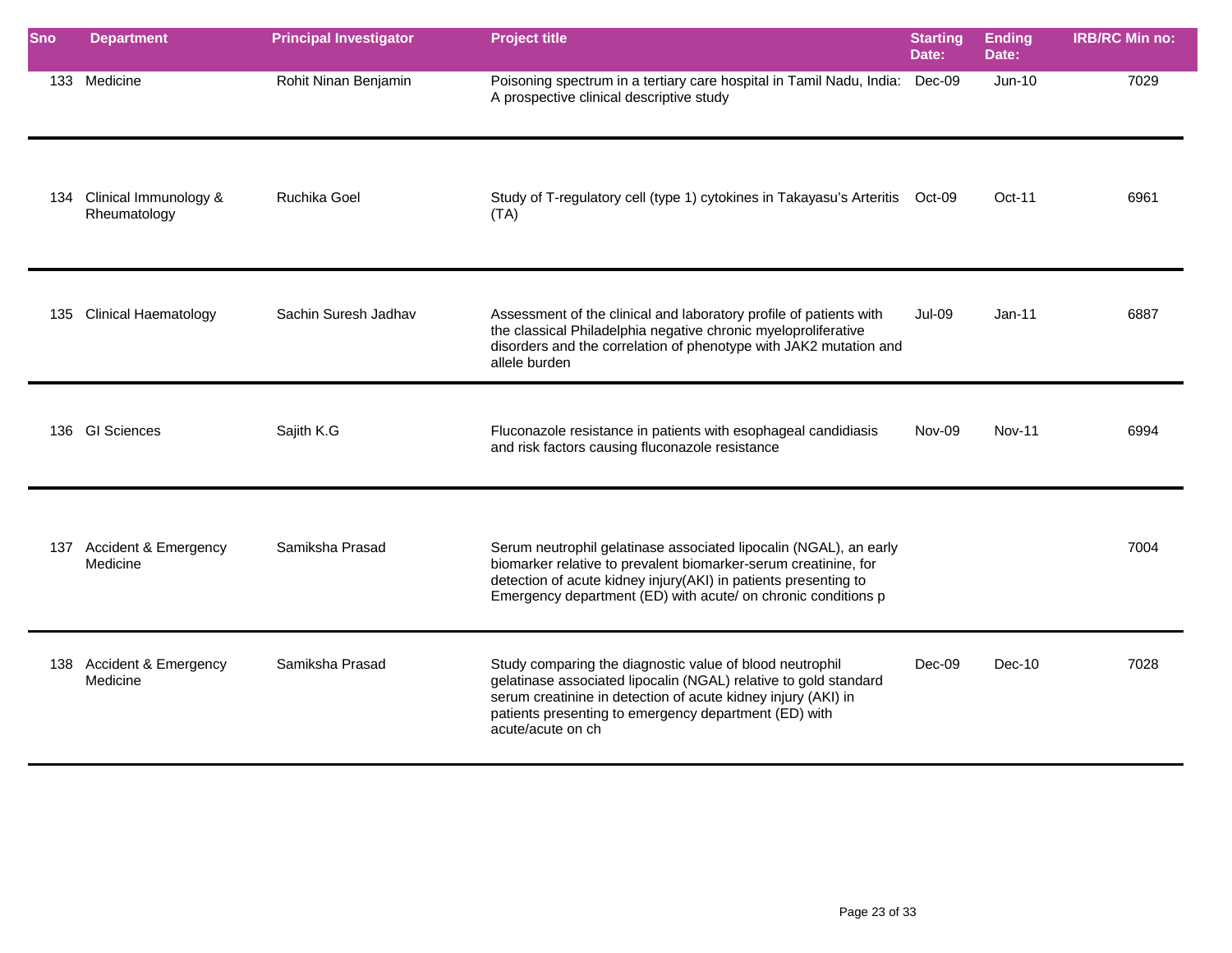| Sno | Department | Principal Investigator | Project title | Starting Date: | Ending Date: | IRB/RC Min no: |
|---|---|---|---|---|---|---|
| 133 | Medicine | Rohit Ninan Benjamin | Poisoning spectrum in a tertiary care hospital in Tamil Nadu, India: A prospective clinical descriptive study | Dec-09 | Jun-10 | 7029 |
| 134 | Clinical Immunology & Rheumatology | Ruchika Goel | Study of T-regulatory cell (type 1) cytokines in Takayasu's Arteritis (TA) | Oct-09 | Oct-11 | 6961 |
| 135 | Clinical Haematology | Sachin Suresh Jadhav | Assessment of the clinical and laboratory profile of patients with the classical Philadelphia negative chronic myeloproliferative disorders and the correlation of phenotype with JAK2 mutation and allele burden | Jul-09 | Jan-11 | 6887 |
| 136 | GI Sciences | Sajith K.G | Fluconazole resistance in patients with esophageal candidiasis and risk factors causing fluconazole resistance | Nov-09 | Nov-11 | 6994 |
| 137 | Accident & Emergency Medicine | Samiksha Prasad | Serum neutrophil gelatinase associated lipocalin (NGAL), an early biomarker relative to prevalent biomarker-serum creatinine, for detection of acute kidney injury(AKI) in patients presenting to Emergency department (ED) with acute/ on chronic conditions p | | | 7004 |
| 138 | Accident & Emergency Medicine | Samiksha Prasad | Study comparing the diagnostic value of blood neutrophil gelatinase associated lipocalin (NGAL) relative to gold standard serum creatinine in detection of acute kidney injury (AKI) in patients presenting to emergency department (ED) with acute/acute on ch | Dec-09 | Dec-10 | 7028 |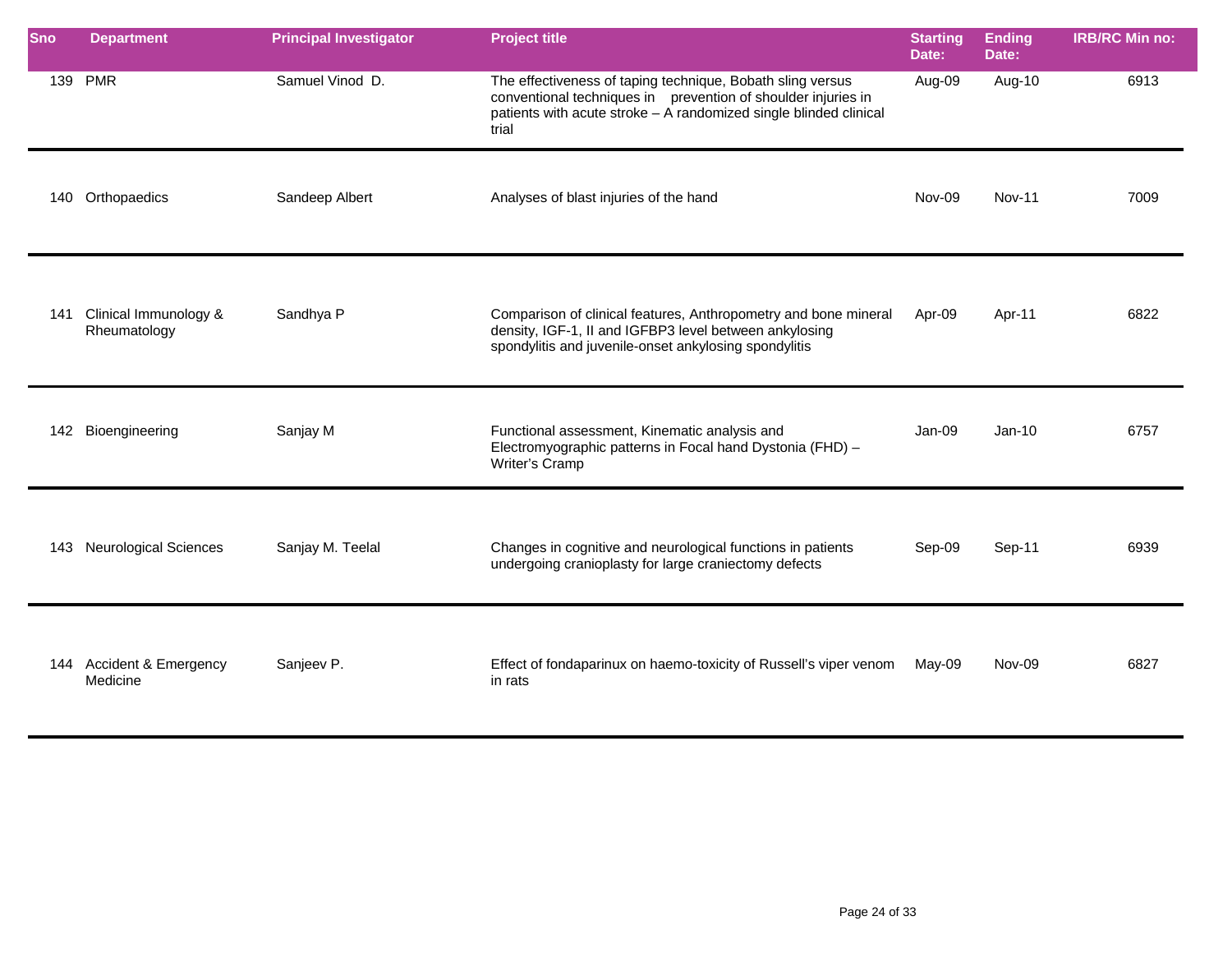| Sno | Department | Principal Investigator | Project title | Starting Date: | Ending Date: | IRB/RC Min no: |
|---|---|---|---|---|---|---|
| 139 | PMR | Samuel Vinod D. | The effectiveness of taping technique, Bobath sling versus conventional techniques in prevention of shoulder injuries in patients with acute stroke – A randomized single blinded clinical trial | Aug-09 | Aug-10 | 6913 |
| 140 | Orthopaedics | Sandeep Albert | Analyses of blast injuries of the hand | Nov-09 | Nov-11 | 7009 |
| 141 | Clinical Immunology & Rheumatology | Sandhya P | Comparison of clinical features, Anthropometry and bone mineral density, IGF-1, II and IGFBP3 level between ankylosing spondylitis and juvenile-onset ankylosing spondylitis | Apr-09 | Apr-11 | 6822 |
| 142 | Bioengineering | Sanjay M | Functional assessment, Kinematic analysis and Electromyographic patterns in Focal hand Dystonia (FHD) – Writer's Cramp | Jan-09 | Jan-10 | 6757 |
| 143 | Neurological Sciences | Sanjay M. Teelal | Changes in cognitive and neurological functions in patients undergoing cranioplasty for large craniectomy defects | Sep-09 | Sep-11 | 6939 |
| 144 | Accident & Emergency Medicine | Sanjeev P. | Effect of fondaparinux on haemo-toxicity of Russell's viper venom in rats | May-09 | Nov-09 | 6827 |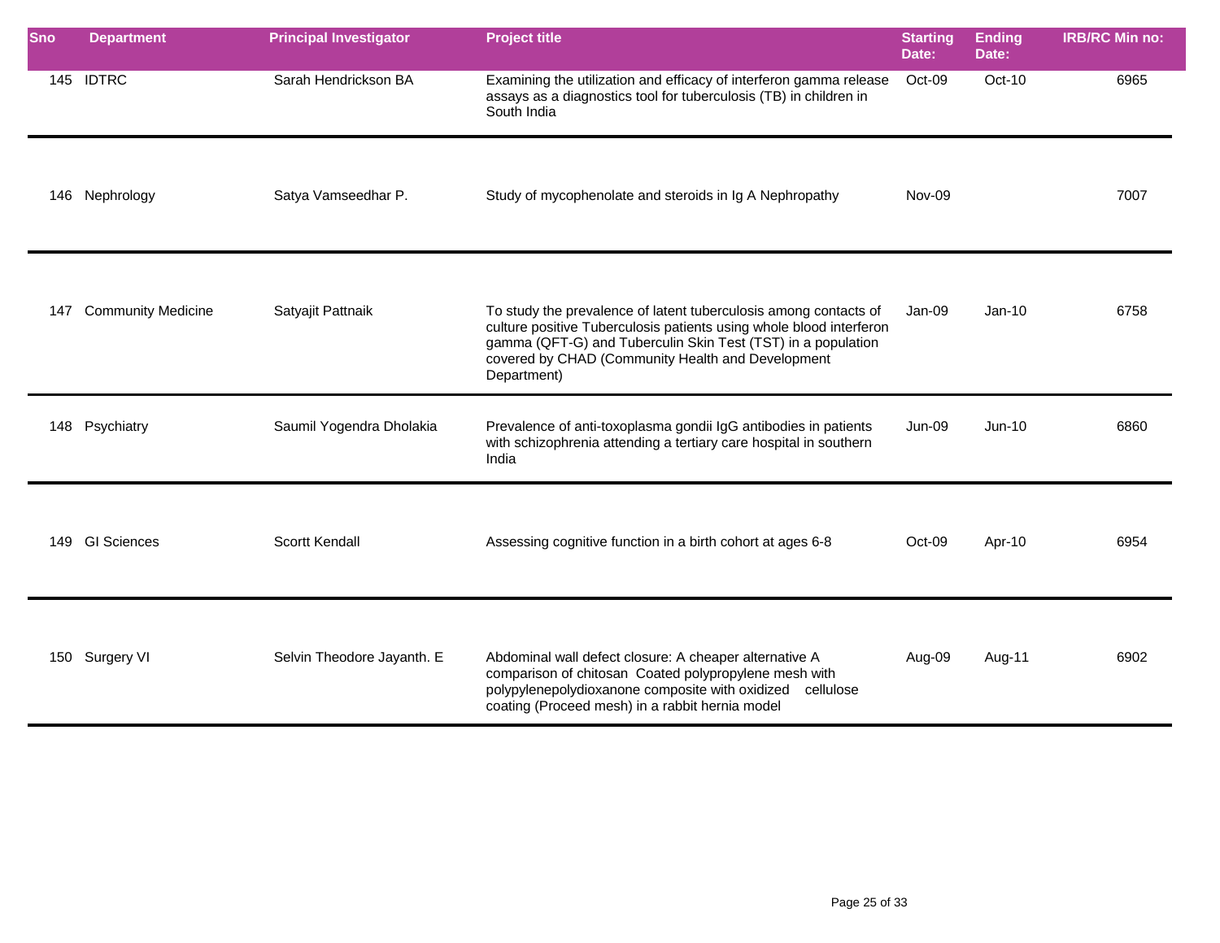| Sno | Department | Principal Investigator | Project title | Starting Date: | Ending Date: | IRB/RC Min no: |
|---|---|---|---|---|---|---|
| 145 | IDTRC | Sarah Hendrickson BA | Examining the utilization and efficacy of interferon gamma release assays as a diagnostics tool for tuberculosis (TB) in children in South India | Oct-09 | Oct-10 | 6965 |
| 146 | Nephrology | Satya Vamseedhar P. | Study of mycophenolate and steroids in Ig A Nephropathy | Nov-09 | | 7007 |
| 147 | Community Medicine | Satyajit Pattnaik | To study the prevalence of latent tuberculosis among contacts of culture positive Tuberculosis patients using whole blood interferon gamma (QFT-G) and Tuberculin Skin Test (TST) in a population covered by CHAD (Community Health and Development Department) | Jan-09 | Jan-10 | 6758 |
| 148 | Psychiatry | Saumil Yogendra Dholakia | Prevalence of anti-toxoplasma gondii IgG antibodies in patients with schizophrenia attending a tertiary care hospital in southern India | Jun-09 | Jun-10 | 6860 |
| 149 | GI Sciences | Scortt Kendall | Assessing cognitive function in a birth cohort at ages 6-8 | Oct-09 | Apr-10 | 6954 |
| 150 | Surgery VI | Selvin Theodore Jayanth. E | Abdominal wall defect closure: A cheaper alternative A comparison of chitosan Coated polypropylene mesh with polypylenepolydioxanone composite with oxidized cellulose coating (Proceed mesh) in a rabbit hernia model | Aug-09 | Aug-11 | 6902 |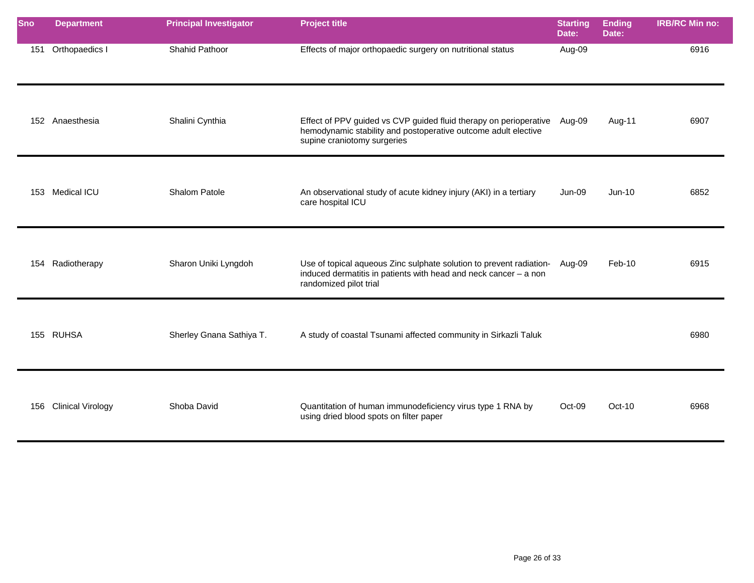| Sno | Department | Principal Investigator | Project title | Starting Date: | Ending Date: | IRB/RC Min no: |
|---|---|---|---|---|---|---|
| 151 | Orthopaedics I | Shahid Pathoor | Effects of major orthopaedic surgery on nutritional status | Aug-09 | | 6916 |
| 152 | Anaesthesia | Shalini Cynthia | Effect of PPV guided vs CVP guided fluid therapy on perioperative hemodynamic stability and postoperative outcome adult elective supine craniotomy surgeries | Aug-09 | Aug-11 | 6907 |
| 153 | Medical ICU | Shalom Patole | An observational study of acute kidney injury (AKI) in a tertiary care hospital ICU | Jun-09 | Jun-10 | 6852 |
| 154 | Radiotherapy | Sharon Uniki Lyngdoh | Use of topical aqueous Zinc sulphate solution to prevent radiation-induced dermatitis in patients with head and neck cancer – a non randomized pilot trial | Aug-09 | Feb-10 | 6915 |
| 155 | RUHSA | Sherley Gnana Sathiya T. | A study of coastal Tsunami affected community in Sirkazli Taluk | | | 6980 |
| 156 | Clinical Virology | Shoba David | Quantitation of human immunodeficiency virus type 1 RNA by using dried blood spots on filter paper | Oct-09 | Oct-10 | 6968 |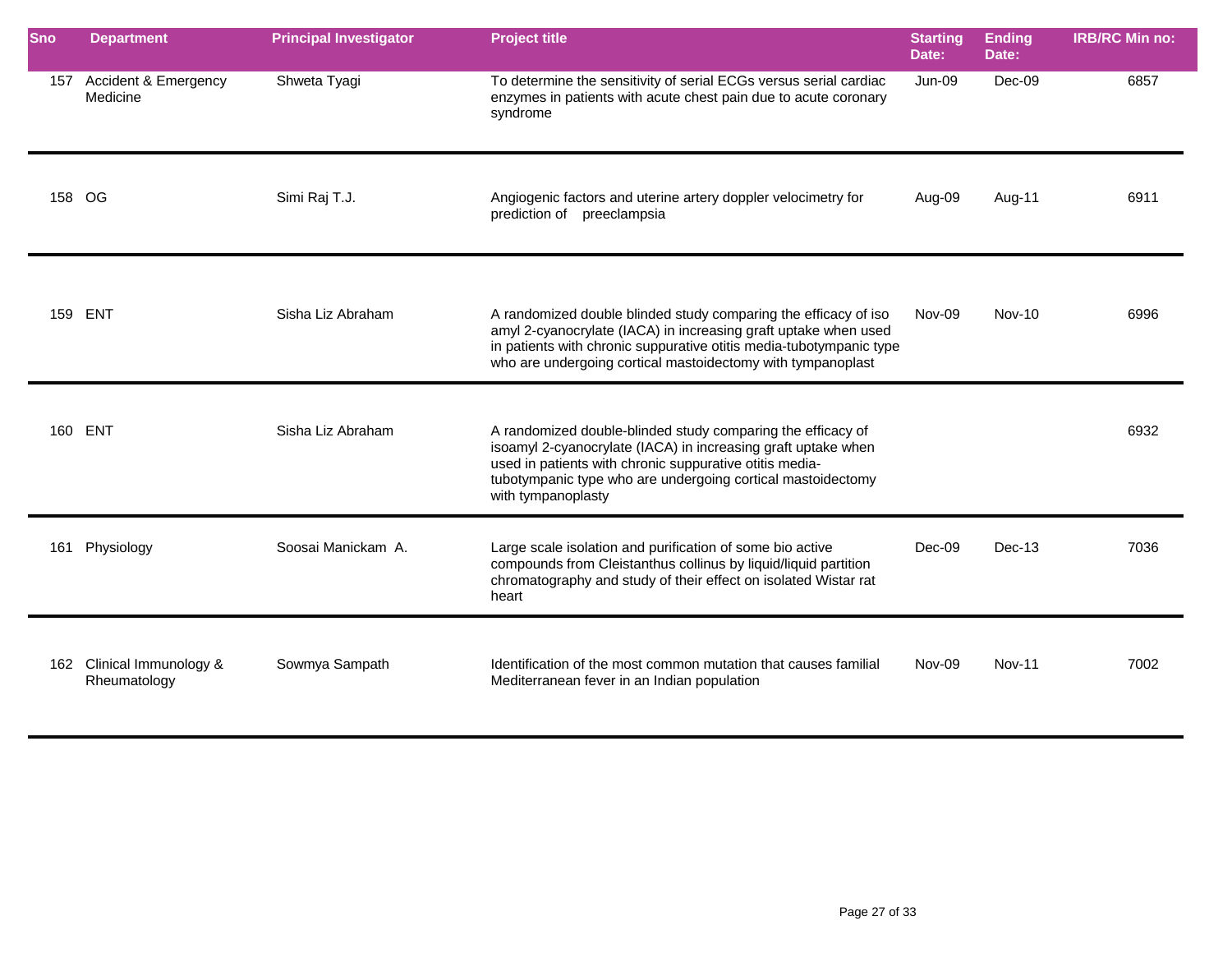| Sno | Department | Principal Investigator | Project title | Starting Date: | Ending Date: | IRB/RC Min no: |
| --- | --- | --- | --- | --- | --- | --- |
| 157 | Accident & Emergency Medicine | Shweta Tyagi | To determine the sensitivity of serial ECGs versus serial cardiac enzymes in patients with acute chest pain due to acute coronary syndrome | Jun-09 | Dec-09 | 6857 |
| 158 | OG | Simi Raj T.J. | Angiogenic factors and uterine artery doppler velocimetry for prediction of preeclampsia | Aug-09 | Aug-11 | 6911 |
| 159 | ENT | Sisha Liz Abraham | A randomized double blinded study comparing the efficacy of iso amyl 2-cyanocrylate (IACA) in increasing graft uptake when used in patients with chronic suppurative otitis media-tubotympanic type who are undergoing cortical mastoidectomy with tympanoplast | Nov-09 | Nov-10 | 6996 |
| 160 | ENT | Sisha Liz Abraham | A randomized double-blinded study comparing the efficacy of isoamyl 2-cyanocrylate (IACA) in increasing graft uptake when used in patients with chronic suppurative otitis media-tubotympanic type who are undergoing cortical mastoidectomy with tympanoplasty | | | 6932 |
| 161 | Physiology | Soosai Manickam A. | Large scale isolation and purification of some bio active compounds from Cleistanthus collinus by liquid/liquid partition chromatography and study of their effect on isolated Wistar rat heart | Dec-09 | Dec-13 | 7036 |
| 162 | Clinical Immunology & Rheumatology | Sowmya Sampath | Identification of the most common mutation that causes familial Mediterranean fever in an Indian population | Nov-09 | Nov-11 | 7002 |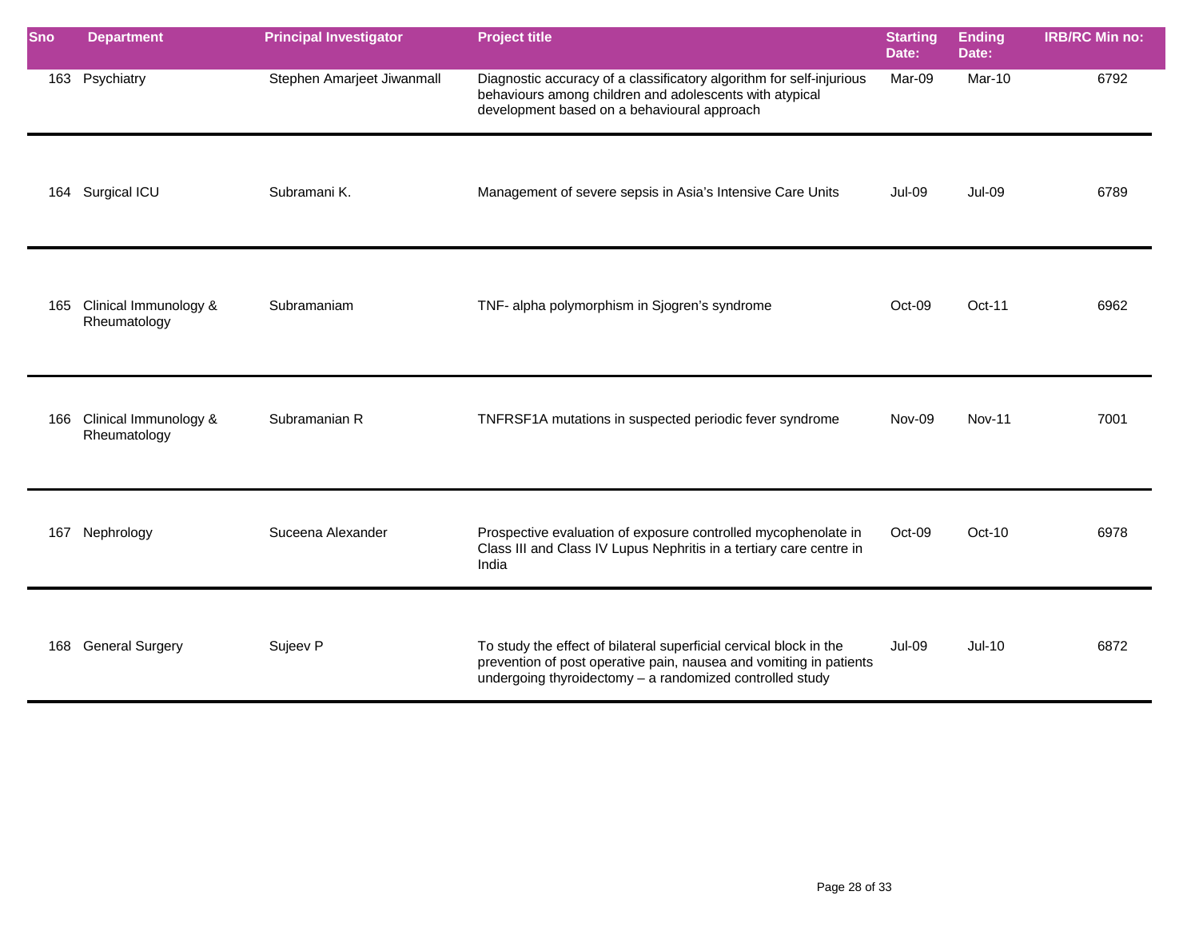| Sno | Department | Principal Investigator | Project title | Starting Date: | Ending Date: | IRB/RC Min no: |
|---|---|---|---|---|---|---|
| 163 | Psychiatry | Stephen Amarjeet Jiwanmall | Diagnostic accuracy of a classificatory algorithm for self-injurious behaviours among children and adolescents with atypical development based on a behavioural approach | Mar-09 | Mar-10 | 6792 |
| 164 | Surgical ICU | Subramani K. | Management of severe sepsis in Asia's Intensive Care Units | Jul-09 | Jul-09 | 6789 |
| 165 | Clinical Immunology & Rheumatology | Subramaniam | TNF- alpha polymorphism in Sjogren's syndrome | Oct-09 | Oct-11 | 6962 |
| 166 | Clinical Immunology & Rheumatology | Subramanian R | TNFRSF1A mutations in suspected periodic fever syndrome | Nov-09 | Nov-11 | 7001 |
| 167 | Nephrology | Suceena Alexander | Prospective evaluation of exposure controlled mycophenolate in Class III and Class IV Lupus Nephritis in a tertiary care centre in India | Oct-09 | Oct-10 | 6978 |
| 168 | General Surgery | Sujeev P | To study the effect of bilateral superficial cervical block in the prevention of post operative pain, nausea and vomiting in patients undergoing thyroidectomy – a randomized controlled study | Jul-09 | Jul-10 | 6872 |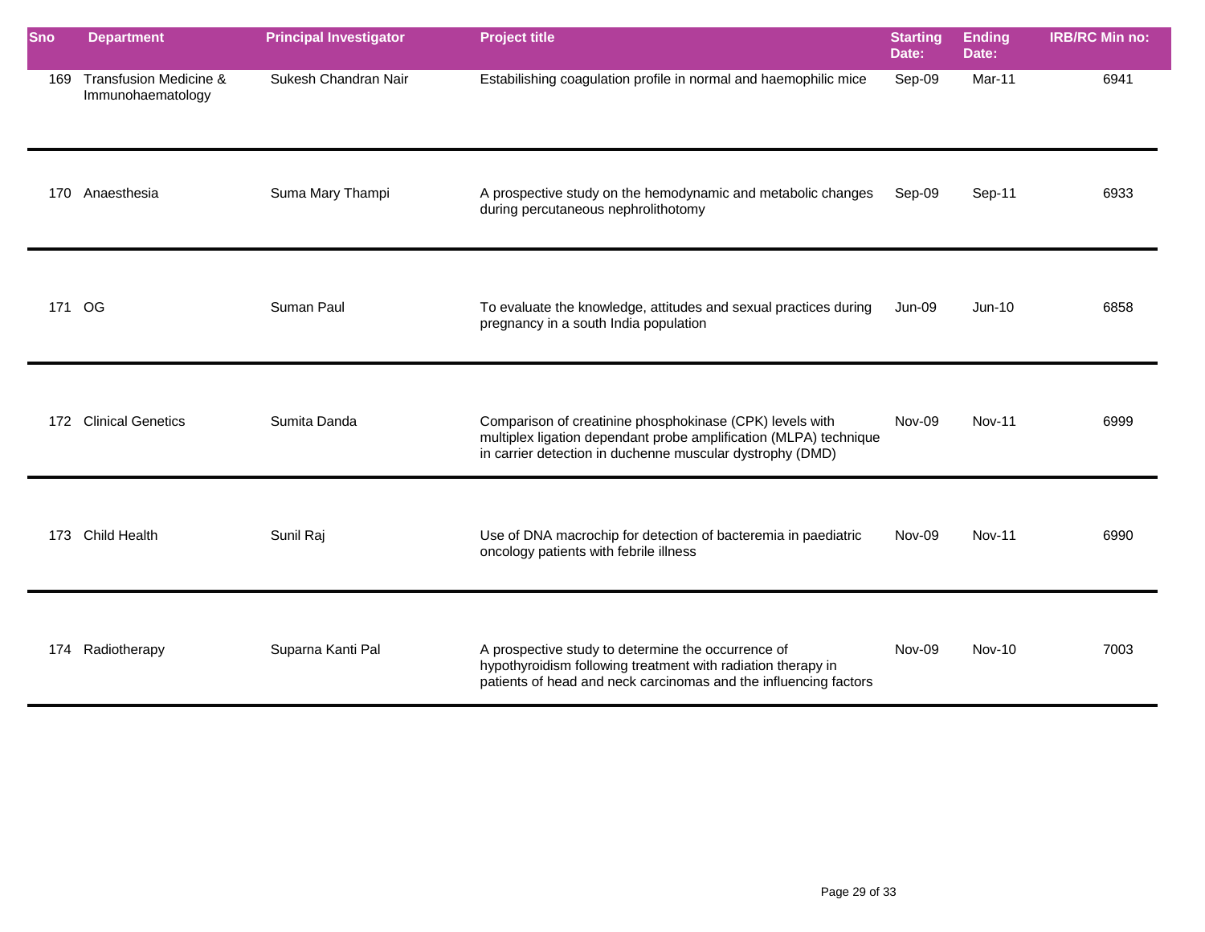| Sno | Department | Principal Investigator | Project title | Starting Date: | Ending Date: | IRB/RC Min no: |
|---|---|---|---|---|---|---|
| 169 | Transfusion Medicine & Immunohaematology | Sukesh Chandran Nair | Estabilishing coagulation profile in normal and haemophilic mice | Sep-09 | Mar-11 | 6941 |
| 170 | Anaesthesia | Suma Mary Thampi | A prospective study on the hemodynamic and metabolic changes during percutaneous nephrolithotomy | Sep-09 | Sep-11 | 6933 |
| 171 | OG | Suman Paul | To evaluate the knowledge, attitudes and sexual practices during pregnancy in a south India population | Jun-09 | Jun-10 | 6858 |
| 172 | Clinical Genetics | Sumita Danda | Comparison of creatinine phosphokinase (CPK) levels with multiplex ligation dependant probe amplification (MLPA) technique in carrier detection in duchenne muscular dystrophy (DMD) | Nov-09 | Nov-11 | 6999 |
| 173 | Child Health | Sunil Raj | Use of DNA macrochip for detection of bacteremia in paediatric oncology patients with febrile illness | Nov-09 | Nov-11 | 6990 |
| 174 | Radiotherapy | Suparna Kanti Pal | A prospective study to determine the occurrence of hypothyroidism following treatment with radiation therapy in patients of head and neck carcinomas and the influencing factors | Nov-09 | Nov-10 | 7003 |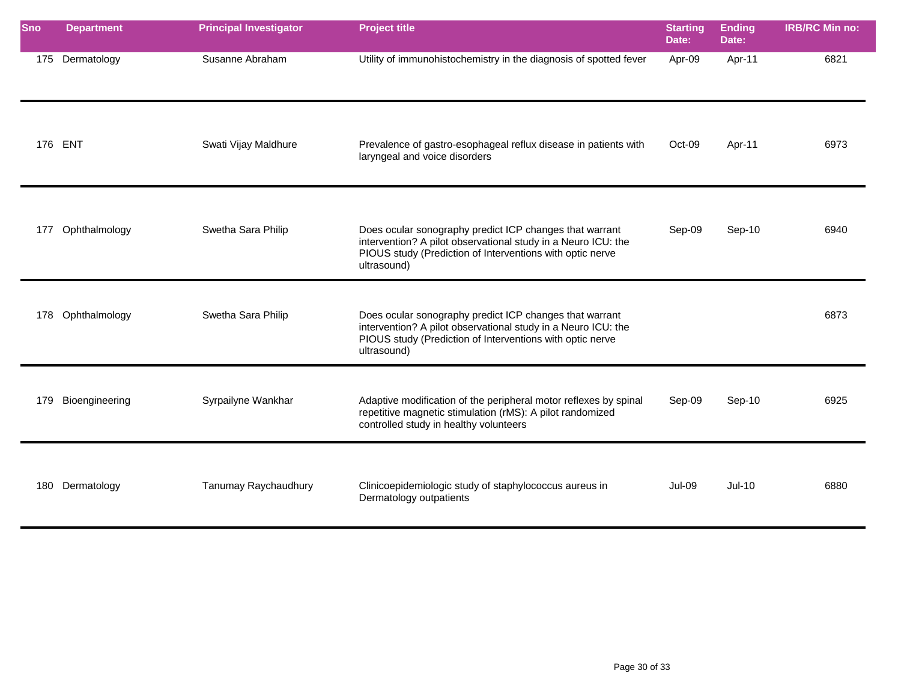| Sno | Department | Principal Investigator | Project title | Starting Date: | Ending Date: | IRB/RC Min no: |
|---|---|---|---|---|---|---|
| 175 | Dermatology | Susanne Abraham | Utility of immunohistochemistry in the diagnosis of spotted fever | Apr-09 | Apr-11 | 6821 |
| 176 | ENT | Swati Vijay Maldhure | Prevalence of gastro-esophageal reflux disease in patients with laryngeal and voice disorders | Oct-09 | Apr-11 | 6973 |
| 177 | Ophthalmology | Swetha Sara Philip | Does ocular sonography predict ICP changes that warrant intervention? A pilot observational study in a Neuro ICU: the PIOUS study (Prediction of Interventions with optic nerve ultrasound) | Sep-09 | Sep-10 | 6940 |
| 178 | Ophthalmology | Swetha Sara Philip | Does ocular sonography predict ICP changes that warrant intervention? A pilot observational study in a Neuro ICU: the PIOUS study (Prediction of Interventions with optic nerve ultrasound) | | | 6873 |
| 179 | Bioengineering | Syrpailyne Wankhar | Adaptive modification of the peripheral motor reflexes by spinal repetitive magnetic stimulation (rMS): A pilot randomized controlled study in healthy volunteers | Sep-09 | Sep-10 | 6925 |
| 180 | Dermatology | Tanumay Raychaudhury | Clinicoepidemiologic study of staphylococcus aureus in Dermatology outpatients | Jul-09 | Jul-10 | 6880 |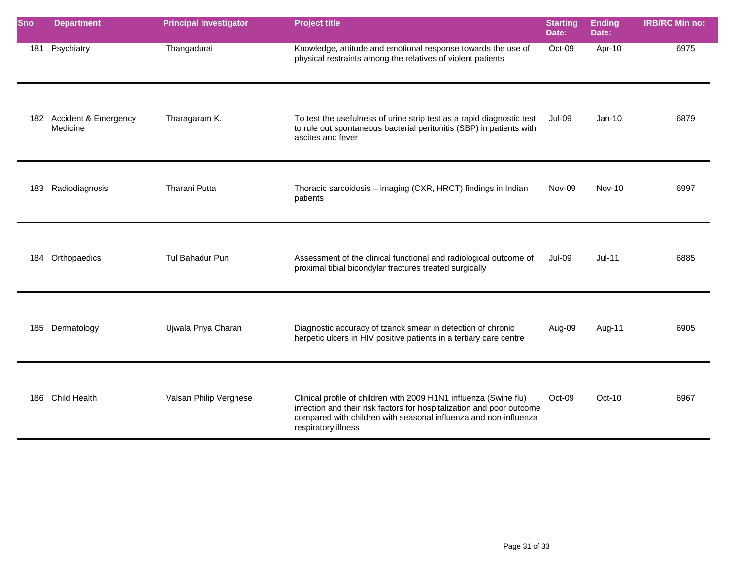| Sno | Department | Principal Investigator | Project title | Starting Date: | Ending Date: | IRB/RC Min no: |
|---|---|---|---|---|---|---|
| 181 | Psychiatry | Thangadurai | Knowledge, attitude and emotional response towards the use of physical restraints among the relatives of violent patients | Oct-09 | Apr-10 | 6975 |
| 182 | Accident & Emergency Medicine | Tharagaram K. | To test the usefulness of urine strip test as a rapid diagnostic test to rule out spontaneous bacterial peritonitis (SBP) in patients with ascites and fever | Jul-09 | Jan-10 | 6879 |
| 183 | Radiodiagnosis | Tharani Putta | Thoracic sarcoidosis – imaging (CXR, HRCT) findings in Indian patients | Nov-09 | Nov-10 | 6997 |
| 184 | Orthopaedics | Tul Bahadur Pun | Assessment of the clinical functional and radiological outcome of proximal tibial bicondylar fractures treated surgically | Jul-09 | Jul-11 | 6885 |
| 185 | Dermatology | Ujwala Priya Charan | Diagnostic accuracy of tzanck smear in detection of chronic herpetic ulcers in HIV positive patients in a tertiary care centre | Aug-09 | Aug-11 | 6905 |
| 186 | Child Health | Valsan Philip Verghese | Clinical profile of children with 2009 H1N1 influenza (Swine flu) infection and their risk factors for hospitalization and poor outcome compared with children with seasonal influenza and non-influenza respiratory illness | Oct-09 | Oct-10 | 6967 |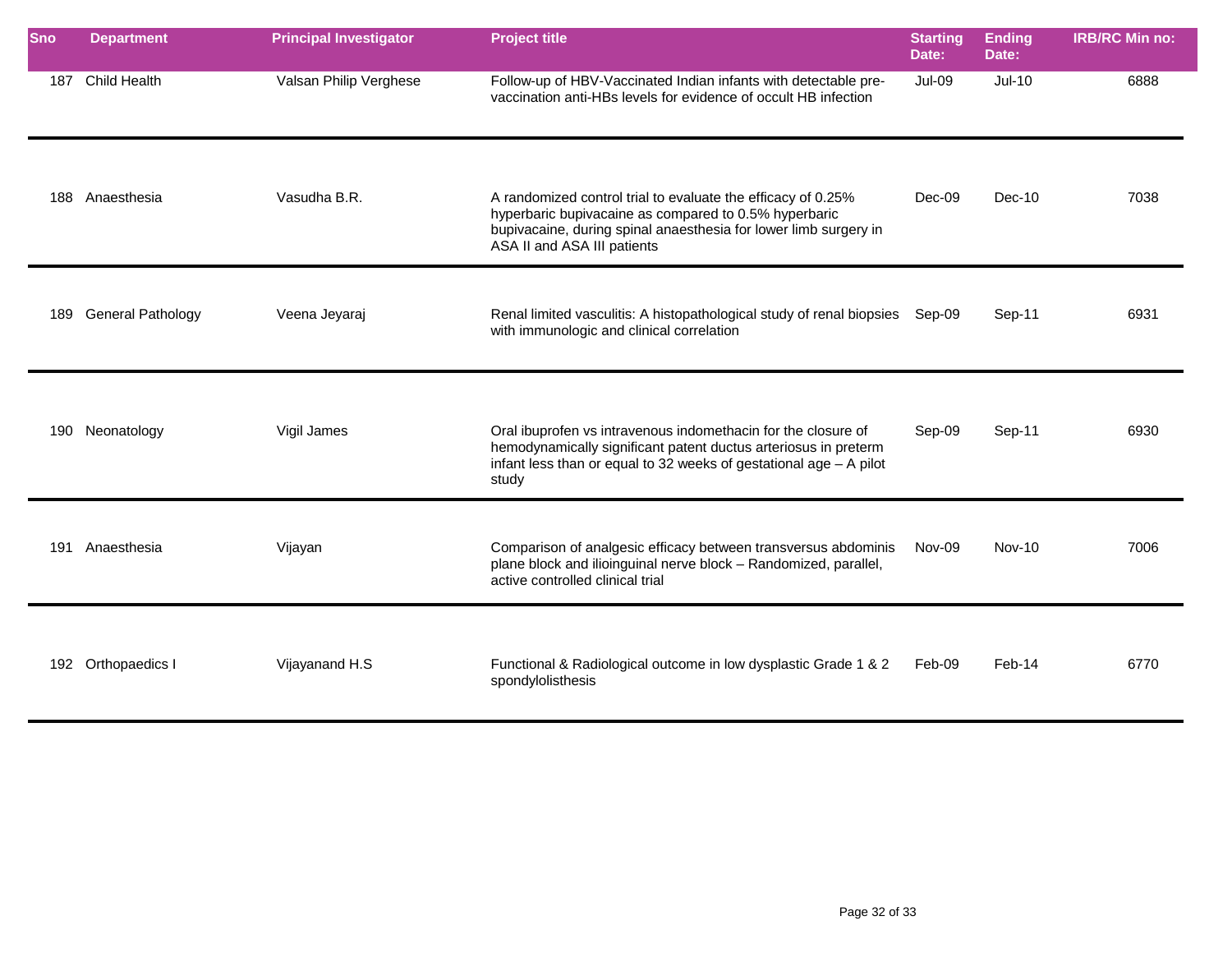| Sno | Department | Principal Investigator | Project title | Starting Date: | Ending Date: | IRB/RC Min no: |
|---|---|---|---|---|---|---|
| 187 | Child Health | Valsan Philip Verghese | Follow-up of HBV-Vaccinated Indian infants with detectable pre-vaccination anti-HBs levels for evidence of occult HB infection | Jul-09 | Jul-10 | 6888 |
| 188 | Anaesthesia | Vasudha B.R. | A randomized control trial to evaluate the efficacy of 0.25% hyperbaric bupivacaine as compared to 0.5% hyperbaric bupivacaine, during spinal anaesthesia for lower limb surgery in ASA II and ASA III patients | Dec-09 | Dec-10 | 7038 |
| 189 | General Pathology | Veena Jeyaraj | Renal limited vasculitis: A histopathological study of renal biopsies with immunologic and clinical correlation | Sep-09 | Sep-11 | 6931 |
| 190 | Neonatology | Vigil James | Oral ibuprofen vs intravenous indomethacin for the closure of hemodynamically significant patent ductus arteriosus in preterm infant less than or equal to 32 weeks of gestational age – A pilot study | Sep-09 | Sep-11 | 6930 |
| 191 | Anaesthesia | Vijayan | Comparison of analgesic efficacy between transversus abdominis plane block and ilioinguinal nerve block – Randomized, parallel, active controlled clinical trial | Nov-09 | Nov-10 | 7006 |
| 192 | Orthopaedics I | Vijayanand H.S | Functional & Radiological outcome in low dysplastic Grade 1 & 2 spondylolisthesis | Feb-09 | Feb-14 | 6770 |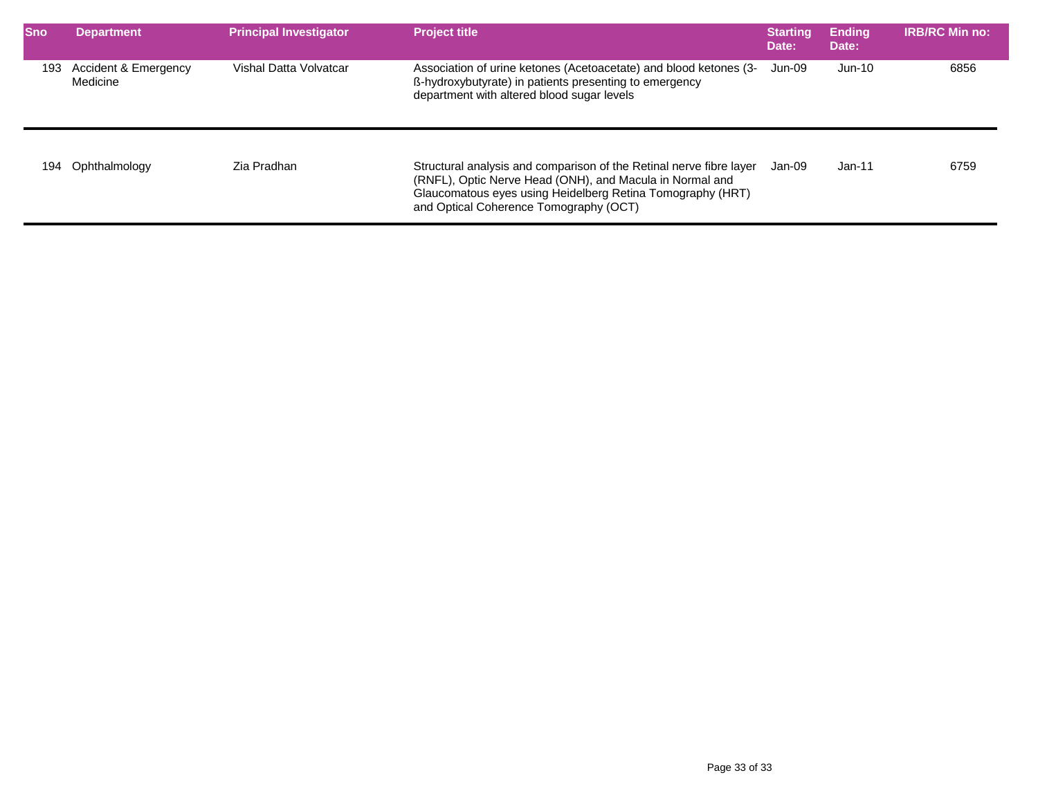| Sno | Department | Principal Investigator | Project title | Starting Date: | Ending Date: | IRB/RC Min no: |
|---|---|---|---|---|---|---|
| 193 | Accident & Emergency Medicine | Vishal Datta Volvatcar | Association of urine ketones (Acetoacetate) and blood ketones (3-ß-hydroxybutyrate) in patients presenting to emergency department with altered blood sugar levels | Jun-09 | Jun-10 | 6856 |
| 194 | Ophthalmology | Zia Pradhan | Structural analysis and comparison of the Retinal nerve fibre layer (RNFL), Optic Nerve Head (ONH), and Macula in Normal and Glaucomatous eyes using Heidelberg Retina Tomography (HRT) and Optical Coherence Tomography (OCT) | Jan-09 | Jan-11 | 6759 |